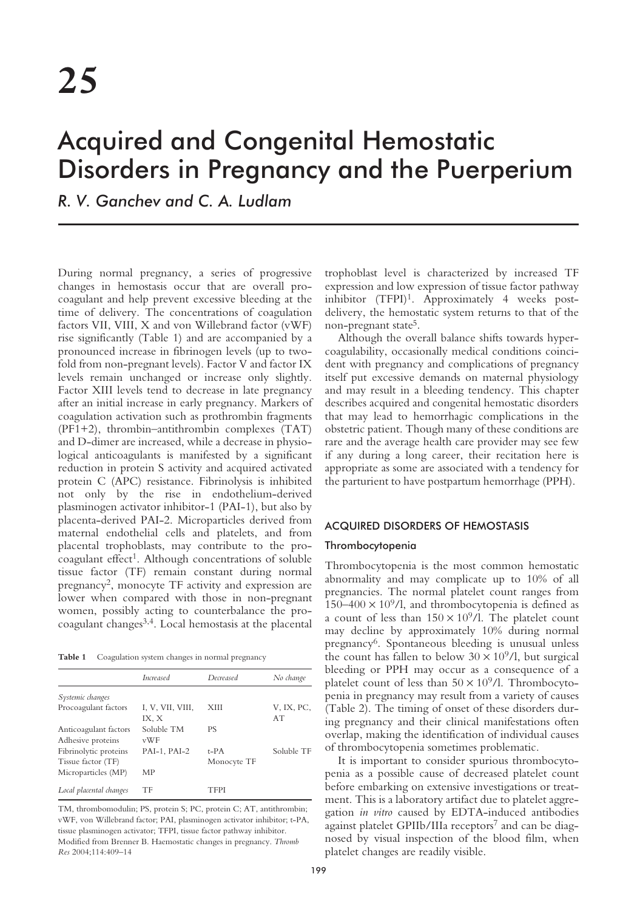# 25

# Acquired and Congenital Hemostatic Disorders in Pregnancy and the Puerperium

*R. V. Ganchev and C. A. Ludlam*

During normal pregnancy, a series of progressive changes in hemostasis occur that are overall procoagulant and help prevent excessive bleeding at the time of delivery. The concentrations of coagulation factors VII, VIII, X and von Willebrand factor (vWF) rise significantly (Table 1) and are accompanied by a pronounced increase in fibrinogen levels (up to twofold from non-pregnant levels). Factor V and factor IX levels remain unchanged or increase only slightly. Factor XIII levels tend to decrease in late pregnancy after an initial increase in early pregnancy. Markers of coagulation activation such as prothrombin fragments (PF1+2), thrombin–antithrombin complexes (TAT) and D-dimer are increased, while a decrease in physiological anticoagulants is manifested by a significant reduction in protein S activity and acquired activated protein C (APC) resistance. Fibrinolysis is inhibited not only by the rise in endothelium-derived plasminogen activator inhibitor-1 (PAI-1), but also by placenta-derived PAI-2. Microparticles derived from maternal endothelial cells and platelets, and from placental trophoblasts, may contribute to the procoagulant effect[1]. Although concentrations of soluble tissue factor (TF) remain constant during normal pregnancy[2], monocyte TF activity and expression are lower when compared with those in non-pregnant women, possibly acting to counterbalance the procoagulant changes[3,4]. Local hemostasis at the placental trophoblast level is characterized by increased TF expression and low expression of tissue factor pathway inhibitor (TFPI)[1]. Approximately 4 weeks post-delivery, the hemostatic system returns to that of the non-pregnant state[5].

**Table 1** Coagulation system changes in normal pregnancy

| | *Increased* | *Decreased* | *No change* |
|---|---|---|---|
| *Systemic changes* | | | |
| Procoagulant factors | I, V, VII, VIII, IX, X | XIII | V, IX, PC, AT |
| Anticoagulant factors | Soluble TM | PS | |
| Adhesive proteins | vWF | | |
| Fibrinolytic proteins | PAI-1, PAI-2 | t-PA | Soluble TF |
| Tissue factor (TF) | | Monocyte TF | |
| Microparticles (MP) | MP | | |
| *Local placental changes* | TF | TFPI | |

TM, thrombomodulin; PS, protein S; PC, protein C; AT, antithrombin; vWF, von Willebrand factor; PAI, plasminogen activator inhibitor; t-PA, tissue plasminogen activator; TFPI, tissue factor pathway inhibitor. Modified from Brenner B. Haemostatic changes in pregnancy. *Thromb Res* 2004;114:409–14

Although the overall balance shifts towards hypercoagulability, occasionally medical conditions coincident with pregnancy and complications of pregnancy itself put excessive demands on maternal physiology and may result in a bleeding tendency. This chapter describes acquired and congenital hemostatic disorders that may lead to hemorrhagic complications in the obstetric patient. Though many of these conditions are rare and the average health care provider may see few if any during a long career, their recitation here is appropriate as some are associated with a tendency for the parturient to have postpartum hemorrhage (PPH).

## ACQUIRED DISORDERS OF HEMOSTASIS

### Thrombocytopenia

Thrombocytopenia is the most common hemostatic abnormality and may complicate up to 10% of all pregnancies. The normal platelet count ranges from $150–400 \times 10^9$/l, and thrombocytopenia is defined as a count of less than $150 \times 10^9$/l. The platelet count may decline by approximately 10% during normal pregnancy[6]. Spontaneous bleeding is unusual unless the count has fallen to below $30 \times 10^9$/l, but surgical bleeding or PPH may occur as a consequence of a platelet count of less than $50 \times 10^9$/l. Thrombocytopenia in pregnancy may result from a variety of causes (Table 2). The timing of onset of these disorders during pregnancy and their clinical manifestations often overlap, making the identification of individual causes of thrombocytopenia sometimes problematic.

It is important to consider spurious thrombocytopenia as a possible cause of decreased platelet count before embarking on extensive investigations or treatment. This is a laboratory artifact due to platelet aggregation *in vitro* caused by EDTA-induced antibodies against platelet GPIIb/IIIa receptors[7] and can be diagnosed by visual inspection of the blood film, when platelet changes are readily visible.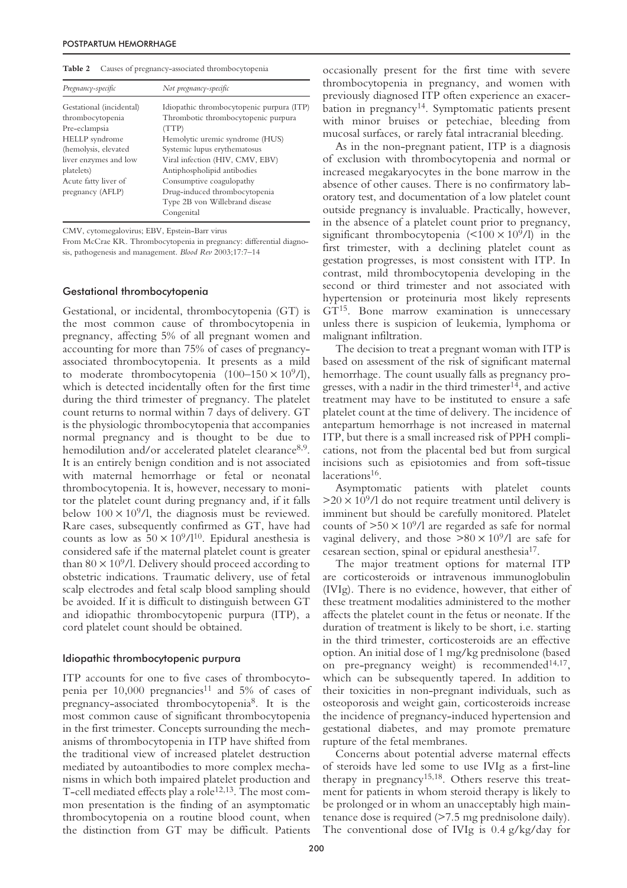**Table 2** Causes of pregnancy-associated thrombocytopenia

| *Pregnancy-specific* | *Not pregnancy-specific* |
|---|---|
| Gestational (incidental) thrombocytopenia | Idiopathic thrombocytopenic purpura (ITP) |
| Pre-eclampsia | Thrombotic thrombocytopenic purpura (TTP) |
| HELLP syndrome (hemolysis, elevated liver enzymes and low platelets) | Hemolytic uremic syndrome (HUS) |
| Acute fatty liver of pregnancy (AFLP) | Systemic lupus erythematosus |
| | Viral infection (HIV, CMV, EBV) |
| | Antiphospholipid antibodies |
| | Consumptive coagulopathy |
| | Drug-induced thrombocytopenia |
| | Type 2B von Willebrand disease |
| | Congenital |

CMV, cytomegalovirus; EBV, Epstein-Barr virus

From McCrae KR. Thrombocytopenia in pregnancy: differential diagnosis, pathogenesis and management. *Blood Rev* 2003;17:7–14

### Gestational thrombocytopenia

Gestational, or incidental, thrombocytopenia (GT) is the most common cause of thrombocytopenia in pregnancy, affecting 5% of all pregnant women and accounting for more than 75% of cases of pregnancy-associated thrombocytopenia. It presents as a mild to moderate thrombocytopenia ($100–150 \times 10^9$/l), which is detected incidentally often for the first time during the third trimester of pregnancy. The platelet count returns to normal within 7 days of delivery. GT is the physiologic thrombocytopenia that accompanies normal pregnancy and is thought to be due to hemodilution and/or accelerated platelet clearance[8,9]. It is an entirely benign condition and is not associated with maternal hemorrhage or fetal or neonatal thrombocytopenia. It is, however, necessary to monitor the platelet count during pregnancy and, if it falls below $100 \times 10^9$/l, the diagnosis must be reviewed. Rare cases, subsequently confirmed as GT, have had counts as low as $50 \times 10^9$/l[10]. Epidural anesthesia is considered safe if the maternal platelet count is greater than $80 \times 10^9$/l. Delivery should proceed according to obstetric indications. Traumatic delivery, use of fetal scalp electrodes and fetal scalp blood sampling should be avoided. If it is difficult to distinguish between GT and idiopathic thrombocytopenic purpura (ITP), a cord platelet count should be obtained.

### Idiopathic thrombocytopenic purpura

ITP accounts for one to five cases of thrombocytopenia per 10,000 pregnancies[11] and 5% of cases of pregnancy-associated thrombocytopenia[8]. It is the most common cause of significant thrombocytopenia in the first trimester. Concepts surrounding the mechanisms of thrombocytopenia in ITP have shifted from the traditional view of increased platelet destruction mediated by autoantibodies to more complex mechanisms in which both impaired platelet production and T-cell mediated effects play a role[12,13]. The most common presentation is the finding of an asymptomatic thrombocytopenia on a routine blood count, when the distinction from GT may be difficult. Patients occasionally present for the first time with severe thrombocytopenia in pregnancy, and women with previously diagnosed ITP often experience an exacerbation in pregnancy[14]. Symptomatic patients present with minor bruises or petechiae, bleeding from mucosal surfaces, or rarely fatal intracranial bleeding.

As in the non-pregnant patient, ITP is a diagnosis of exclusion with thrombocytopenia and normal or increased megakaryocytes in the bone marrow in the absence of other causes. There is no confirmatory laboratory test, and documentation of a low platelet count outside pregnancy is invaluable. Practically, however, in the absence of a platelet count prior to pregnancy, significant thrombocytopenia ($<100 \times 10^9$/l) in the first trimester, with a declining platelet count as gestation progresses, is most consistent with ITP. In contrast, mild thrombocytopenia developing in the second or third trimester and not associated with hypertension or proteinuria most likely represents GT[15]. Bone marrow examination is unnecessary unless there is suspicion of leukemia, lymphoma or malignant infiltration.

The decision to treat a pregnant woman with ITP is based on assessment of the risk of significant maternal hemorrhage. The count usually falls as pregnancy progresses, with a nadir in the third trimester[14], and active treatment may have to be instituted to ensure a safe platelet count at the time of delivery. The incidence of antepartum hemorrhage is not increased in maternal ITP, but there is a small increased risk of PPH complications, not from the placental bed but from surgical incisions such as episiotomies and from soft-tissue lacerations[16].

Asymptomatic patients with platelet counts $>20 \times 10^9$/l do not require treatment until delivery is imminent but should be carefully monitored. Platelet counts of $>50 \times 10^9$/l are regarded as safe for normal vaginal delivery, and those $>80 \times 10^9$/l are safe for cesarean section, spinal or epidural anesthesia[17].

The major treatment options for maternal ITP are corticosteroids or intravenous immunoglobulin (IVIg). There is no evidence, however, that either of these treatment modalities administered to the mother affects the platelet count in the fetus or neonate. If the duration of treatment is likely to be short, i.e. starting in the third trimester, corticosteroids are an effective option. An initial dose of 1 mg/kg prednisolone (based on pre-pregnancy weight) is recommended[14,17], which can be subsequently tapered. In addition to their toxicities in non-pregnant individuals, such as osteoporosis and weight gain, corticosteroids increase the incidence of pregnancy-induced hypertension and gestational diabetes, and may promote premature rupture of the fetal membranes.

Concerns about potential adverse maternal effects of steroids have led some to use IVIg as a first-line therapy in pregnancy[15,18]. Others reserve this treatment for patients in whom steroid therapy is likely to be prolonged or in whom an unacceptably high maintenance dose is required (>7.5 mg prednisolone daily). The conventional dose of IVIg is 0.4 g/kg/day for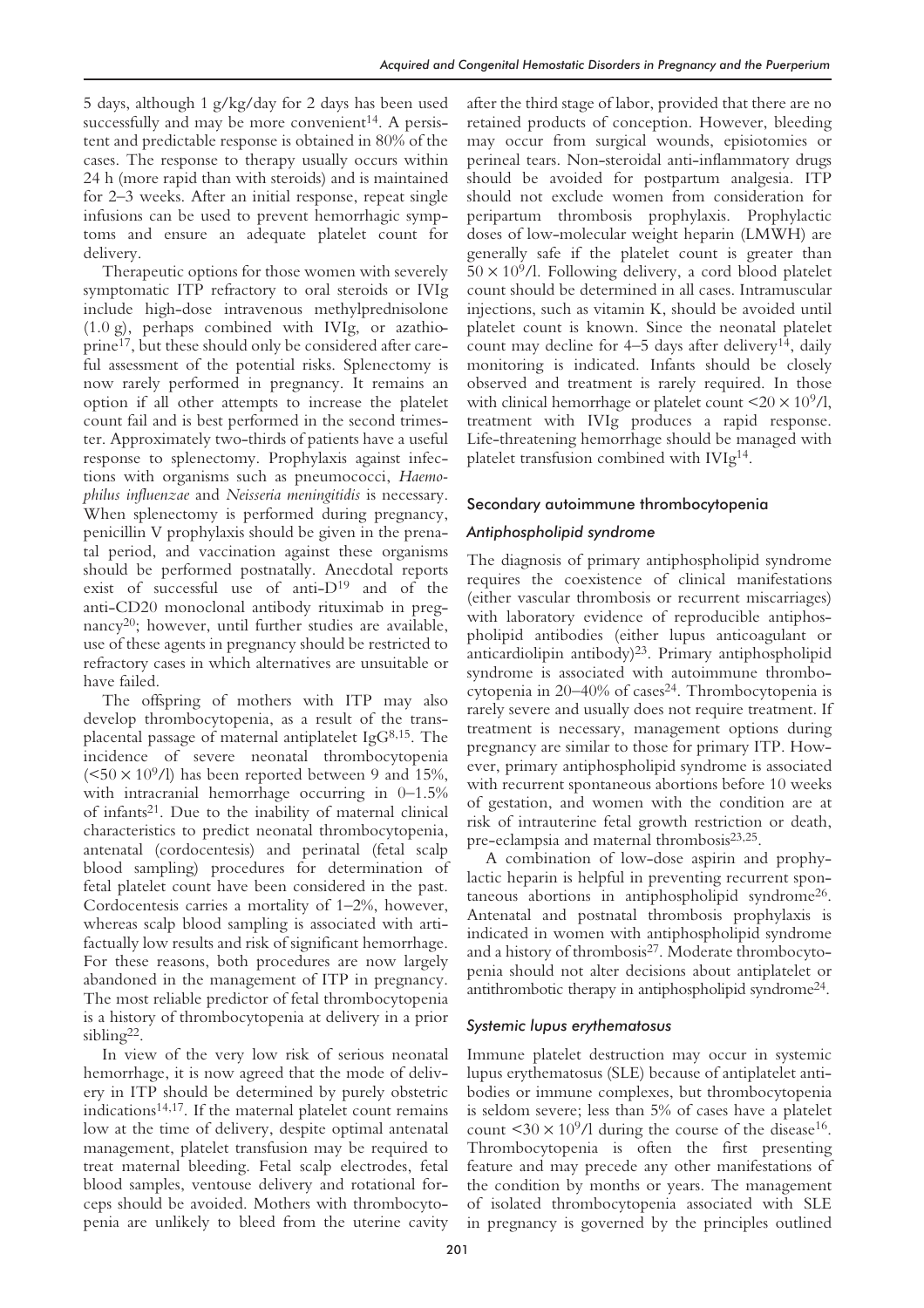5 days, although 1 g/kg/day for 2 days has been used successfully and may be more convenient[14]. A persistent and predictable response is obtained in 80% of the cases. The response to therapy usually occurs within 24 h (more rapid than with steroids) and is maintained for 2–3 weeks. After an initial response, repeat single infusions can be used to prevent hemorrhagic symptoms and ensure an adequate platelet count for delivery.

Therapeutic options for those women with severely symptomatic ITP refractory to oral steroids or IVIg include high-dose intravenous methylprednisolone (1.0 g), perhaps combined with IVIg, or azathioprine[17], but these should only be considered after careful assessment of the potential risks. Splenectomy is now rarely performed in pregnancy. It remains an option if all other attempts to increase the platelet count fail and is best performed in the second trimester. Approximately two-thirds of patients have a useful response to splenectomy. Prophylaxis against infections with organisms such as pneumococci, *Haemophilus influenzae* and *Neisseria meningitidis* is necessary. When splenectomy is performed during pregnancy, penicillin V prophylaxis should be given in the prenatal period, and vaccination against these organisms should be performed postnatally. Anecdotal reports exist of successful use of anti-D[19] and of the anti-CD20 monoclonal antibody rituximab in pregnancy[20]; however, until further studies are available, use of these agents in pregnancy should be restricted to refractory cases in which alternatives are unsuitable or have failed.

The offspring of mothers with ITP may also develop thrombocytopenia, as a result of the transplacental passage of maternal antiplatelet IgG[8,15]. The incidence of severe neonatal thrombocytopenia ($<50 \times 10^9$/l) has been reported between 9 and 15%, with intracranial hemorrhage occurring in 0–1.5% of infants[21]. Due to the inability of maternal clinical characteristics to predict neonatal thrombocytopenia, antenatal (cordocentesis) and perinatal (fetal scalp blood sampling) procedures for determination of fetal platelet count have been considered in the past. Cordocentesis carries a mortality of 1–2%, however, whereas scalp blood sampling is associated with artifactually low results and risk of significant hemorrhage. For these reasons, both procedures are now largely abandoned in the management of ITP in pregnancy. The most reliable predictor of fetal thrombocytopenia is a history of thrombocytopenia at delivery in a prior sibling[22].

In view of the very low risk of serious neonatal hemorrhage, it is now agreed that the mode of delivery in ITP should be determined by purely obstetric indications[14,17]. If the maternal platelet count remains low at the time of delivery, despite optimal antenatal management, platelet transfusion may be required to treat maternal bleeding. Fetal scalp electrodes, fetal blood samples, ventouse delivery and rotational forceps should be avoided. Mothers with thrombocytopenia are unlikely to bleed from the uterine cavity after the third stage of labor, provided that there are no retained products of conception. However, bleeding may occur from surgical wounds, episiotomies or perineal tears. Non-steroidal anti-inflammatory drugs should be avoided for postpartum analgesia. ITP should not exclude women from consideration for peripartum thrombosis prophylaxis. Prophylactic doses of low-molecular weight heparin (LMWH) are generally safe if the platelet count is greater than $50 \times 10^9$/l. Following delivery, a cord blood platelet count should be determined in all cases. Intramuscular injections, such as vitamin K, should be avoided until platelet count is known. Since the neonatal platelet count may decline for 4–5 days after delivery[14], daily monitoring is indicated. Infants should be closely observed and treatment is rarely required. In those with clinical hemorrhage or platelet count $<20 \times 10^9$/l, treatment with IVIg produces a rapid response. Life-threatening hemorrhage should be managed with platelet transfusion combined with IVIg[14].

### Secondary autoimmune thrombocytopenia

#### *Antiphospholipid syndrome*

The diagnosis of primary antiphospholipid syndrome requires the coexistence of clinical manifestations (either vascular thrombosis or recurrent miscarriages) with laboratory evidence of reproducible antiphospholipid antibodies (either lupus anticoagulant or anticardiolipin antibody)[23]. Primary antiphospholipid syndrome is associated with autoimmune thrombocytopenia in 20–40% of cases[24]. Thrombocytopenia is rarely severe and usually does not require treatment. If treatment is necessary, management options during pregnancy are similar to those for primary ITP. However, primary antiphospholipid syndrome is associated with recurrent spontaneous abortions before 10 weeks of gestation, and women with the condition are at risk of intrauterine fetal growth restriction or death, pre-eclampsia and maternal thrombosis[23,25].

A combination of low-dose aspirin and prophylactic heparin is helpful in preventing recurrent spontaneous abortions in antiphospholipid syndrome[26]. Antenatal and postnatal thrombosis prophylaxis is indicated in women with antiphospholipid syndrome and a history of thrombosis[27]. Moderate thrombocytopenia should not alter decisions about antiplatelet or antithrombotic therapy in antiphospholipid syndrome[24].

#### *Systemic lupus erythematosus*

Immune platelet destruction may occur in systemic lupus erythematosus (SLE) because of antiplatelet antibodies or immune complexes, but thrombocytopenia is seldom severe; less than 5% of cases have a platelet count $<30 \times 10^9$/l during the course of the disease[16]. Thrombocytopenia is often the first presenting feature and may precede any other manifestations of the condition by months or years. The management of isolated thrombocytopenia associated with SLE in pregnancy is governed by the principles outlined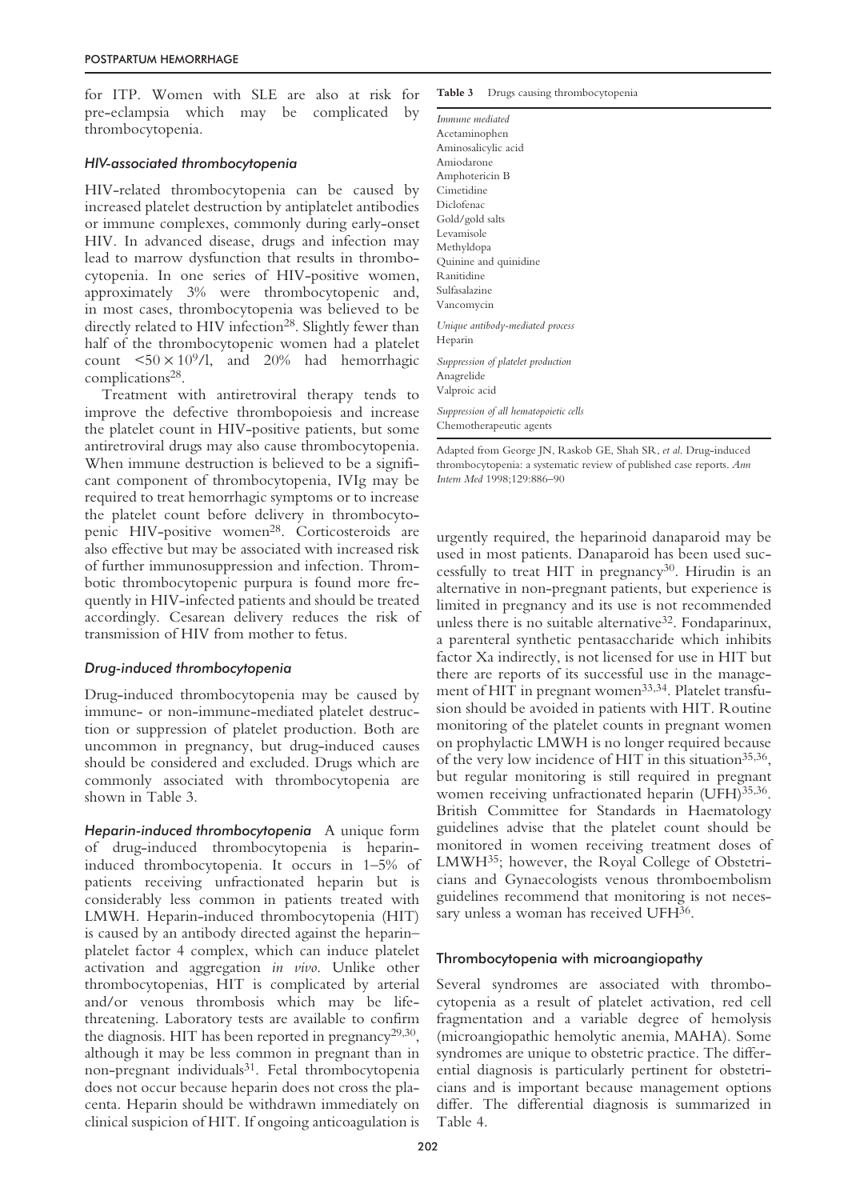for ITP. Women with SLE are also at risk for pre-eclampsia which may be complicated by thrombocytopenia.

### *HIV-associated thrombocytopenia*

HIV-related thrombocytopenia can be caused by increased platelet destruction by antiplatelet antibodies or immune complexes, commonly during early-onset HIV. In advanced disease, drugs and infection may lead to marrow dysfunction that results in thrombocytopenia. In one series of HIV-positive women, approximately 3% were thrombocytopenic and, in most cases, thrombocytopenia was believed to be directly related to HIV infection[28]. Slightly fewer than half of the thrombocytopenic women had a platelet count $<50 \times 10^9$/l, and 20% had hemorrhagic complications[28].

Treatment with antiretroviral therapy tends to improve the defective thrombopoiesis and increase the platelet count in HIV-positive patients, but some antiretroviral drugs may also cause thrombocytopenia. When immune destruction is believed to be a significant component of thrombocytopenia, IVIg may be required to treat hemorrhagic symptoms or to increase the platelet count before delivery in thrombocytopenic HIV-positive women[28]. Corticosteroids are also effective but may be associated with increased risk of further immunosuppression and infection. Thrombotic thrombocytopenic purpura is found more frequently in HIV-infected patients and should be treated accordingly. Cesarean delivery reduces the risk of transmission of HIV from mother to fetus.

### *Drug-induced thrombocytopenia*

Drug-induced thrombocytopenia may be caused by immune- or non-immune-mediated platelet destruction or suppression of platelet production. Both are uncommon in pregnancy, but drug-induced causes should be considered and excluded. Drugs which are commonly associated with thrombocytopenia are shown in Table 3.

**Table 3** Drugs causing thrombocytopenia

| |
|---|
| *Immune mediated* |
| Acetaminophen |
| Aminosalicylic acid |
| Amiodarone |
| Amphotericin B |
| Cimetidine |
| Diclofenac |
| Gold/gold salts |
| Levamisole |
| Methyldopa |
| Quinine and quinidine |
| Ranitidine |
| Sulfasalazine |
| Vancomycin |
| *Unique antibody-mediated process* |
| Heparin |
| *Suppression of platelet production* |
| Anagrelide |
| Valproic acid |
| *Suppression of all hematopoietic cells* |
| Chemotherapeutic agents |

Adapted from George JN, Raskob GE, Shah SR, *et al.* Drug-induced thrombocytopenia: a systematic review of published case reports. *Ann Intern Med* 1998;129:886–90

***Heparin-induced thrombocytopenia*** A unique form of drug-induced thrombocytopenia is heparin-induced thrombocytopenia. It occurs in 1–5% of patients receiving unfractionated heparin but is considerably less common in patients treated with LMWH. Heparin-induced thrombocytopenia (HIT) is caused by an antibody directed against the heparin–platelet factor 4 complex, which can induce platelet activation and aggregation *in vivo*. Unlike other thrombocytopenias, HIT is complicated by arterial and/or venous thrombosis which may be life-threatening. Laboratory tests are available to confirm the diagnosis. HIT has been reported in pregnancy[29,30], although it may be less common in pregnant than in non-pregnant individuals[31]. Fetal thrombocytopenia does not occur because heparin does not cross the placenta. Heparin should be withdrawn immediately on clinical suspicion of HIT. If ongoing anticoagulation is urgently required, the heparinoid danaparoid may be used in most patients. Danaparoid has been used successfully to treat HIT in pregnancy[30]. Hirudin is an alternative in non-pregnant patients, but experience is limited in pregnancy and its use is not recommended unless there is no suitable alternative[32]. Fondaparinux, a parenteral synthetic pentasaccharide which inhibits factor Xa indirectly, is not licensed for use in HIT but there are reports of its successful use in the management of HIT in pregnant women[33,34]. Platelet transfusion should be avoided in patients with HIT. Routine monitoring of the platelet counts in pregnant women on prophylactic LMWH is no longer required because of the very low incidence of HIT in this situation[35,36], but regular monitoring is still required in pregnant women receiving unfractionated heparin (UFH)[35,36]. British Committee for Standards in Haematology guidelines advise that the platelet count should be monitored in women receiving treatment doses of LMWH[35]; however, the Royal College of Obstetricians and Gynaecologists venous thromboembolism guidelines recommend that monitoring is not necessary unless a woman has received UFH[36].

## Thrombocytopenia with microangiopathy

Several syndromes are associated with thrombocytopenia as a result of platelet activation, red cell fragmentation and a variable degree of hemolysis (microangiopathic hemolytic anemia, MAHA). Some syndromes are unique to obstetric practice. The differential diagnosis is particularly pertinent for obstetricians and is important because management options differ. The differential diagnosis is summarized in Table 4.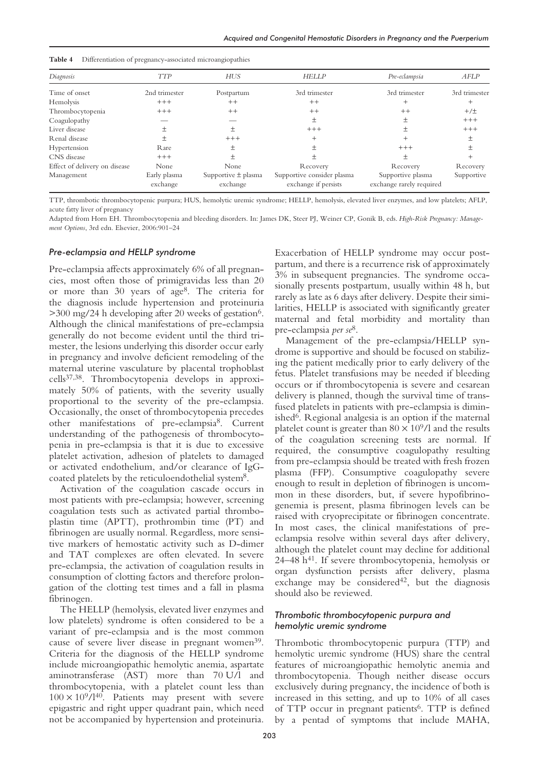**Table 4** Differentiation of pregnancy-associated microangiopathies

| Diagnosis | TTP | HUS | HELLP | Pre-eclampsia | AFLP |
|---|---|---|---|---|---|
| Time of onset | 2nd trimester | Postpartum | 3rd trimester | 3rd trimester | 3rd trimester |
| Hemolysis | +++ | ++ | ++ | + | + |
| Thrombocytopenia | +++ | ++ | ++ | ++ | +/± |
| Coagulopathy | — | — | ± | ± | +++ |
| Liver disease | ± | ± | +++ | ± | +++ |
| Renal disease | ± | +++ | + | + | ± |
| Hypertension | Rare | ± | ± | +++ | ± |
| CNS disease | +++ | ± | ± | ± | + |
| Effect of delivery on disease | None | None | Recovery | Recovery | Recovery |
| Management | Early plasma exchange | Supportive ± plasma exchange | Supportive consider plasma exchange if persists | Supportive plasma exchange rarely required | Supportive |

TTP, thrombotic thrombocytopenic purpura; HUS, hemolytic uremic syndrome; HELLP, hemolysis, elevated liver enzymes, and low platelets; AFLP, acute fatty liver of pregnancy

Adapted from Horn EH. Thrombocytopenia and bleeding disorders. In: James DK, Steer PJ, Weiner CP, Gonik B, eds. *High-Risk Pregnancy: Management Options*, 3rd edn. Elsevier, 2006:901–24

### *Pre-eclampsia and HELLP syndrome*

Pre-eclampsia affects approximately 6% of all pregnancies, most often those of primigravidas less than 20 or more than 30 years of age[8]. The criteria for the diagnosis include hypertension and proteinuria >300 mg/24 h developing after 20 weeks of gestation[6]. Although the clinical manifestations of pre-eclampsia generally do not become evident until the third trimester, the lesions underlying this disorder occur early in pregnancy and involve deficient remodeling of the maternal uterine vasculature by placental trophoblast cells[37,38]. Thrombocytopenia develops in approximately 50% of patients, with the severity usually proportional to the severity of the pre-eclampsia. Occasionally, the onset of thrombocytopenia precedes other manifestations of pre-eclampsia[8]. Current understanding of the pathogenesis of thrombocytopenia in pre-eclampsia is that it is due to excessive platelet activation, adhesion of platelets to damaged or activated endothelium, and/or clearance of IgG-coated platelets by the reticuloendothelial system[8].

Activation of the coagulation cascade occurs in most patients with pre-eclampsia; however, screening coagulation tests such as activated partial thromboplastin time (APTT), prothrombin time (PT) and fibrinogen are usually normal. Regardless, more sensitive markers of hemostatic activity such as D-dimer and TAT complexes are often elevated. In severe pre-eclampsia, the activation of coagulation results in consumption of clotting factors and therefore prolongation of the clotting test times and a fall in plasma fibrinogen.

The HELLP (hemolysis, elevated liver enzymes and low platelets) syndrome is often considered to be a variant of pre-eclampsia and is the most common cause of severe liver disease in pregnant women[39]. Criteria for the diagnosis of the HELLP syndrome include microangiopathic hemolytic anemia, aspartate aminotransferase (AST) more than 70 U/l and thrombocytopenia, with a platelet count less than $100 \times 10^9$/l[40]. Patients may present with severe epigastric and right upper quadrant pain, which need not be accompanied by hypertension and proteinuria. Exacerbation of HELLP syndrome may occur postpartum, and there is a recurrence risk of approximately 3% in subsequent pregnancies. The syndrome occasionally presents postpartum, usually within 48 h, but rarely as late as 6 days after delivery. Despite their similarities, HELLP is associated with significantly greater maternal and fetal morbidity and mortality than pre-eclampsia *per se*[8].

Management of the pre-eclampsia/HELLP syndrome is supportive and should be focused on stabilizing the patient medically prior to early delivery of the fetus. Platelet transfusions may be needed if bleeding occurs or if thrombocytopenia is severe and cesarean delivery is planned, though the survival time of transfused platelets in patients with pre-eclampsia is diminished[6]. Regional analgesia is an option if the maternal platelet count is greater than $80 \times 10^9$/l and the results of the coagulation screening tests are normal. If required, the consumptive coagulopathy resulting from pre-eclampsia should be treated with fresh frozen plasma (FFP). Consumptive coagulopathy severe enough to result in depletion of fibrinogen is uncommon in these disorders, but, if severe hypofibrinogenemia is present, plasma fibrinogen levels can be raised with cryoprecipitate or fibrinogen concentrate. In most cases, the clinical manifestations of pre-eclampsia resolve within several days after delivery, although the platelet count may decline for additional 24–48 h[41]. If severe thrombocytopenia, hemolysis or organ dysfunction persists after delivery, plasma exchange may be considered[42], but the diagnosis should also be reviewed.

### *Thrombotic thrombocytopenic purpura and hemolytic uremic syndrome*

Thrombotic thrombocytopenic purpura (TTP) and hemolytic uremic syndrome (HUS) share the central features of microangiopathic hemolytic anemia and thrombocytopenia. Though neither disease occurs exclusively during pregnancy, the incidence of both is increased in this setting, and up to 10% of all cases of TTP occur in pregnant patients[6]. TTP is defined by a pentad of symptoms that include MAHA,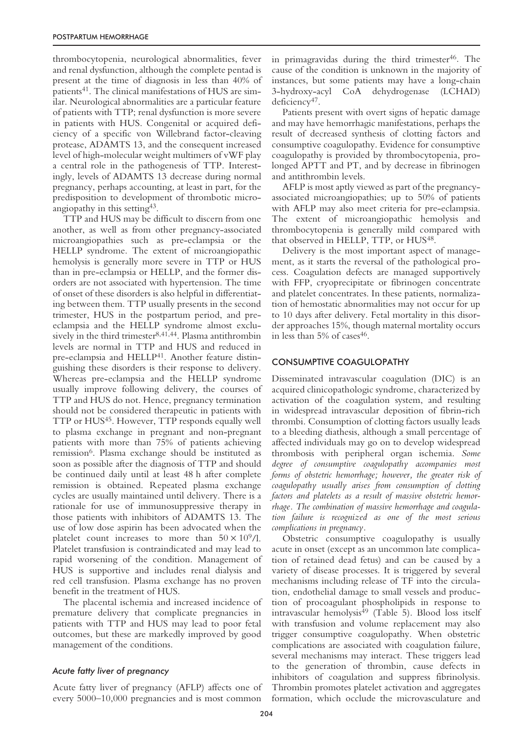thrombocytopenia, neurological abnormalities, fever and renal dysfunction, although the complete pentad is present at the time of diagnosis in less than 40% of patients[41]. The clinical manifestations of HUS are similar. Neurological abnormalities are a particular feature of patients with TTP; renal dysfunction is more severe in patients with HUS. Congenital or acquired deficiency of a specific von Willebrand factor-cleaving protease, ADAMTS 13, and the consequent increased level of high-molecular weight multimers of vWF play a central role in the pathogenesis of TTP. Interestingly, levels of ADAMTS 13 decrease during normal pregnancy, perhaps accounting, at least in part, for the predisposition to development of thrombotic microangiopathy in this setting[43].

TTP and HUS may be difficult to discern from one another, as well as from other pregnancy-associated microangiopathies such as pre-eclampsia or the HELLP syndrome. The extent of microangiopathic hemolysis is generally more severe in TTP or HUS than in pre-eclampsia or HELLP, and the former disorders are not associated with hypertension. The time of onset of these disorders is also helpful in differentiating between them. TTP usually presents in the second trimester, HUS in the postpartum period, and pre-eclampsia and the HELLP syndrome almost exclusively in the third trimester[8,41,44]. Plasma antithrombin levels are normal in TTP and HUS and reduced in pre-eclampsia and HELLP[41]. Another feature distinguishing these disorders is their response to delivery. Whereas pre-eclampsia and the HELLP syndrome usually improve following delivery, the courses of TTP and HUS do not. Hence, pregnancy termination should not be considered therapeutic in patients with TTP or HUS[45]. However, TTP responds equally well to plasma exchange in pregnant and non-pregnant patients with more than 75% of patients achieving remission[6]. Plasma exchange should be instituted as soon as possible after the diagnosis of TTP and should be continued daily until at least 48 h after complete remission is obtained. Repeated plasma exchange cycles are usually maintained until delivery. There is a rationale for use of immunosuppressive therapy in those patients with inhibitors of ADAMTS 13. The use of low dose aspirin has been advocated when the platelet count increases to more than $50 \times 10^9$/l. Platelet transfusion is contraindicated and may lead to rapid worsening of the condition. Management of HUS is supportive and includes renal dialysis and red cell transfusion. Plasma exchange has no proven benefit in the treatment of HUS.

The placental ischemia and increased incidence of premature delivery that complicate pregnancies in patients with TTP and HUS may lead to poor fetal outcomes, but these are markedly improved by good management of the conditions.

### *Acute fatty liver of pregnancy*

Acute fatty liver of pregnancy (AFLP) affects one of every 5000–10,000 pregnancies and is most common in primagravidas during the third trimester[46]. The cause of the condition is unknown in the majority of instances, but some patients may have a long-chain 3-hydroxy-acyl CoA dehydrogenase (LCHAD) deficiency[47].

Patients present with overt signs of hepatic damage and may have hemorrhagic manifestations, perhaps the result of decreased synthesis of clotting factors and consumptive coagulopathy. Evidence for consumptive coagulopathy is provided by thrombocytopenia, prolonged APTT and PT, and by decrease in fibrinogen and antithrombin levels.

AFLP is most aptly viewed as part of the pregnancy-associated microangiopathies; up to 50% of patients with AFLP may also meet criteria for pre-eclampsia. The extent of microangiopathic hemolysis and thrombocytopenia is generally mild compared with that observed in HELLP, TTP, or HUS[48].

Delivery is the most important aspect of management, as it starts the reversal of the pathological process. Coagulation defects are managed supportively with FFP, cryoprecipitate or fibrinogen concentrate and platelet concentrates. In these patients, normalization of hemostatic abnormalities may not occur for up to 10 days after delivery. Fetal mortality in this disorder approaches 15%, though maternal mortality occurs in less than 5% of cases[46].

## CONSUMPTIVE COAGULOPATHY

Disseminated intravascular coagulation (DIC) is an acquired clinicopathologic syndrome, characterized by activation of the coagulation system, and resulting in widespread intravascular deposition of fibrin-rich thrombi. Consumption of clotting factors usually leads to a bleeding diathesis, although a small percentage of affected individuals may go on to develop widespread thrombosis with peripheral organ ischemia. *Some degree of consumptive coagulopathy accompanies most forms of obstetric hemorrhage; however, the greater risk of coagulopathy usually arises from consumption of clotting factors and platelets as a result of massive obstetric hemorrhage. The combination of massive hemorrhage and coagulation failure is recognized as one of the most serious complications in pregnancy.*

Obstetric consumptive coagulopathy is usually acute in onset (except as an uncommon late complication of retained dead fetus) and can be caused by a variety of disease processes. It is triggered by several mechanisms including release of TF into the circulation, endothelial damage to small vessels and production of procoagulant phospholipids in response to intravascular hemolysis[49] (Table 5). Blood loss itself with transfusion and volume replacement may also trigger consumptive coagulopathy. When obstetric complications are associated with coagulation failure, several mechanisms may interact. These triggers lead to the generation of thrombin, cause defects in inhibitors of coagulation and suppress fibrinolysis. Thrombin promotes platelet activation and aggregates formation, which occlude the microvasculature and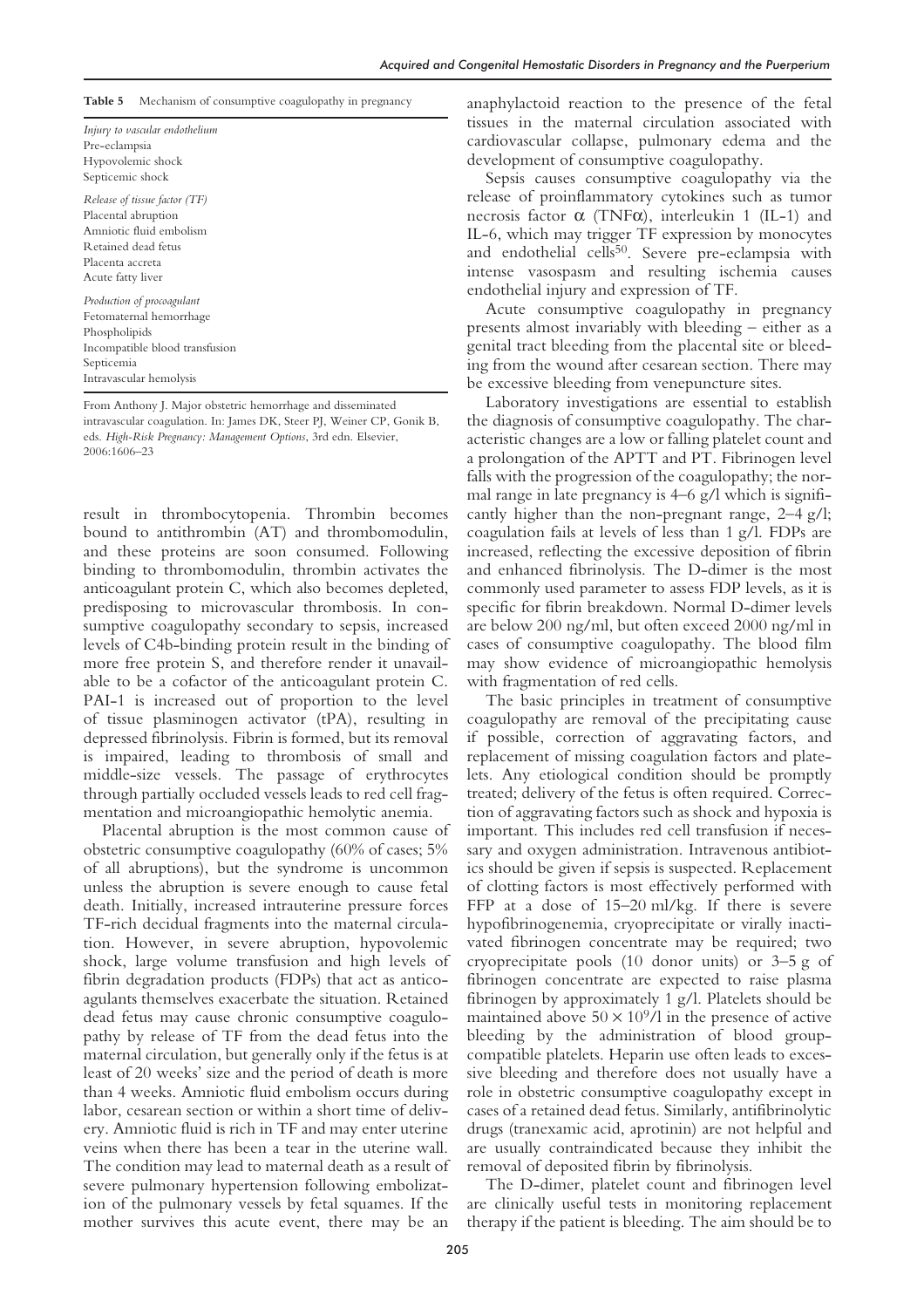**Table 5** Mechanism of consumptive coagulopathy in pregnancy

| |
|---|
| *Injury to vascular endothelium* |
| Pre-eclampsia |
| Hypovolemic shock |
| Septicemic shock |
| *Release of tissue factor (TF)* |
| Placental abruption |
| Amniotic fluid embolism |
| Retained dead fetus |
| Placenta accreta |
| Acute fatty liver |
| *Production of procoagulant* |
| Fetomaternal hemorrhage |
| Phospholipids |
| Incompatible blood transfusion |
| Septicemia |
| Intravascular hemolysis |

From Anthony J. Major obstetric hemorrhage and disseminated intravascular coagulation. In: James DK, Steer PJ, Weiner CP, Gonik B, eds. *High-Risk Pregnancy: Management Options*, 3rd edn. Elsevier, 2006:1606–23

result in thrombocytopenia. Thrombin becomes bound to antithrombin (AT) and thrombomodulin, and these proteins are soon consumed. Following binding to thrombomodulin, thrombin activates the anticoagulant protein C, which also becomes depleted, predisposing to microvascular thrombosis. In consumptive coagulopathy secondary to sepsis, increased levels of C4b-binding protein result in the binding of more free protein S, and therefore render it unavailable to be a cofactor of the anticoagulant protein C. PAI-1 is increased out of proportion to the level of tissue plasminogen activator (tPA), resulting in depressed fibrinolysis. Fibrin is formed, but its removal is impaired, leading to thrombosis of small and middle-size vessels. The passage of erythrocytes through partially occluded vessels leads to red cell fragmentation and microangiopathic hemolytic anemia.

Placental abruption is the most common cause of obstetric consumptive coagulopathy (60% of cases; 5% of all abruptions), but the syndrome is uncommon unless the abruption is severe enough to cause fetal death. Initially, increased intrauterine pressure forces TF-rich decidual fragments into the maternal circulation. However, in severe abruption, hypovolemic shock, large volume transfusion and high levels of fibrin degradation products (FDPs) that act as anticoagulants themselves exacerbate the situation. Retained dead fetus may cause chronic consumptive coagulopathy by release of TF from the dead fetus into the maternal circulation, but generally only if the fetus is at least of 20 weeks' size and the period of death is more than 4 weeks. Amniotic fluid embolism occurs during labor, cesarean section or within a short time of delivery. Amniotic fluid is rich in TF and may enter uterine veins when there has been a tear in the uterine wall. The condition may lead to maternal death as a result of severe pulmonary hypertension following embolization of the pulmonary vessels by fetal squames. If the mother survives this acute event, there may be an anaphylactoid reaction to the presence of the fetal tissues in the maternal circulation associated with cardiovascular collapse, pulmonary edema and the development of consumptive coagulopathy.

Sepsis causes consumptive coagulopathy via the release of proinflammatory cytokines such as tumor necrosis factor $\alpha$ (TNF$\alpha$), interleukin 1 (IL-1) and IL-6, which may trigger TF expression by monocytes and endothelial cells[50]. Severe pre-eclampsia with intense vasospasm and resulting ischemia causes endothelial injury and expression of TF.

Acute consumptive coagulopathy in pregnancy presents almost invariably with bleeding – either as a genital tract bleeding from the placental site or bleeding from the wound after cesarean section. There may be excessive bleeding from venepuncture sites.

Laboratory investigations are essential to establish the diagnosis of consumptive coagulopathy. The characteristic changes are a low or falling platelet count and a prolongation of the APTT and PT. Fibrinogen level falls with the progression of the coagulopathy; the normal range in late pregnancy is 4–6 g/l which is significantly higher than the non-pregnant range, 2–4 g/l; coagulation fails at levels of less than 1 g/l. FDPs are increased, reflecting the excessive deposition of fibrin and enhanced fibrinolysis. The D-dimer is the most commonly used parameter to assess FDP levels, as it is specific for fibrin breakdown. Normal D-dimer levels are below 200 ng/ml, but often exceed 2000 ng/ml in cases of consumptive coagulopathy. The blood film may show evidence of microangiopathic hemolysis with fragmentation of red cells.

The basic principles in treatment of consumptive coagulopathy are removal of the precipitating cause if possible, correction of aggravating factors, and replacement of missing coagulation factors and platelets. Any etiological condition should be promptly treated; delivery of the fetus is often required. Correction of aggravating factors such as shock and hypoxia is important. This includes red cell transfusion if necessary and oxygen administration. Intravenous antibiotics should be given if sepsis is suspected. Replacement of clotting factors is most effectively performed with FFP at a dose of 15–20 ml/kg. If there is severe hypofibrinogenemia, cryoprecipitate or virally inactivated fibrinogen concentrate may be required; two cryoprecipitate pools (10 donor units) or 3–5 g of fibrinogen concentrate are expected to raise plasma fibrinogen by approximately 1 g/l. Platelets should be maintained above $50 \times 10^9$/l in the presence of active bleeding by the administration of blood group-compatible platelets. Heparin use often leads to excessive bleeding and therefore does not usually have a role in obstetric consumptive coagulopathy except in cases of a retained dead fetus. Similarly, antifibrinolytic drugs (tranexamic acid, aprotinin) are not helpful and are usually contraindicated because they inhibit the removal of deposited fibrin by fibrinolysis.

The D-dimer, platelet count and fibrinogen level are clinically useful tests in monitoring replacement therapy if the patient is bleeding. The aim should be to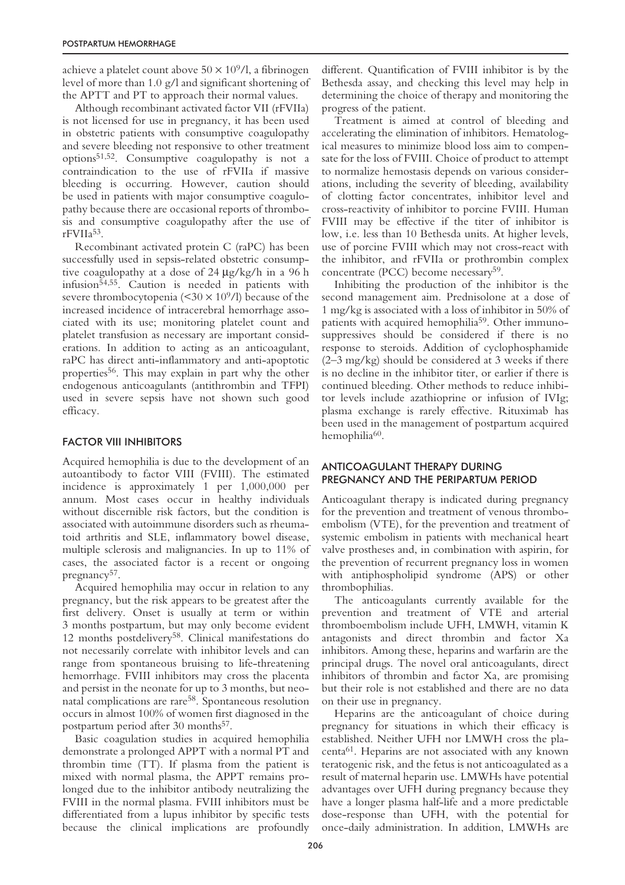achieve a platelet count above $50 \times 10^9$/l, a fibrinogen level of more than 1.0 g/l and significant shortening of the APTT and PT to approach their normal values.

Although recombinant activated factor VII (rFVIIa) is not licensed for use in pregnancy, it has been used in obstetric patients with consumptive coagulopathy and severe bleeding not responsive to other treatment options[51,52]. Consumptive coagulopathy is not a contraindication to the use of rFVIIa if massive bleeding is occurring. However, caution should be used in patients with major consumptive coagulopathy because there are occasional reports of thrombosis and consumptive coagulopathy after the use of rFVIIa[53].

Recombinant activated protein C (raPC) has been successfully used in sepsis-related obstetric consumptive coagulopathy at a dose of 24 μg/kg/h in a 96 h infusion[54,55]. Caution is needed in patients with severe thrombocytopenia ($<30 \times 10^9$/l) because of the increased incidence of intracerebral hemorrhage associated with its use; monitoring platelet count and platelet transfusion as necessary are important considerations. In addition to acting as an anticoagulant, raPC has direct anti-inflammatory and anti-apoptotic properties[56]. This may explain in part why the other endogenous anticoagulants (antithrombin and TFPI) used in severe sepsis have not shown such good efficacy.

## FACTOR VIII INHIBITORS

Acquired hemophilia is due to the development of an autoantibody to factor VIII (FVIII). The estimated incidence is approximately 1 per 1,000,000 per annum. Most cases occur in healthy individuals without discernible risk factors, but the condition is associated with autoimmune disorders such as rheumatoid arthritis and SLE, inflammatory bowel disease, multiple sclerosis and malignancies. In up to 11% of cases, the associated factor is a recent or ongoing pregnancy[57].

Acquired hemophilia may occur in relation to any pregnancy, but the risk appears to be greatest after the first delivery. Onset is usually at term or within 3 months postpartum, but may only become evident 12 months postdelivery[58]. Clinical manifestations do not necessarily correlate with inhibitor levels and can range from spontaneous bruising to life-threatening hemorrhage. FVIII inhibitors may cross the placenta and persist in the neonate for up to 3 months, but neonatal complications are rare[58]. Spontaneous resolution occurs in almost 100% of women first diagnosed in the postpartum period after 30 months[57].

Basic coagulation studies in acquired hemophilia demonstrate a prolonged APPT with a normal PT and thrombin time (TT). If plasma from the patient is mixed with normal plasma, the APPT remains prolonged due to the inhibitor antibody neutralizing the FVIII in the normal plasma. FVIII inhibitors must be differentiated from a lupus inhibitor by specific tests because the clinical implications are profoundly different. Quantification of FVIII inhibitor is by the Bethesda assay, and checking this level may help in determining the choice of therapy and monitoring the progress of the patient.

Treatment is aimed at control of bleeding and accelerating the elimination of inhibitors. Hematological measures to minimize blood loss aim to compensate for the loss of FVIII. Choice of product to attempt to normalize hemostasis depends on various considerations, including the severity of bleeding, availability of clotting factor concentrates, inhibitor level and cross-reactivity of inhibitor to porcine FVIII. Human FVIII may be effective if the titer of inhibitor is low, i.e. less than 10 Bethesda units. At higher levels, use of porcine FVIII which may not cross-react with the inhibitor, and rFVIIa or prothrombin complex concentrate (PCC) become necessary[59].

Inhibiting the production of the inhibitor is the second management aim. Prednisolone at a dose of 1 mg/kg is associated with a loss of inhibitor in 50% of patients with acquired hemophilia[59]. Other immunosuppressives should be considered if there is no response to steroids. Addition of cyclophosphamide (2–3 mg/kg) should be considered at 3 weeks if there is no decline in the inhibitor titer, or earlier if there is continued bleeding. Other methods to reduce inhibitor levels include azathioprine or infusion of IVIg; plasma exchange is rarely effective. Rituximab has been used in the management of postpartum acquired hemophilia[60].

## ANTICOAGULANT THERAPY DURING PREGNANCY AND THE PERIPARTUM PERIOD

Anticoagulant therapy is indicated during pregnancy for the prevention and treatment of venous thromboembolism (VTE), for the prevention and treatment of systemic embolism in patients with mechanical heart valve prostheses and, in combination with aspirin, for the prevention of recurrent pregnancy loss in women with antiphospholipid syndrome (APS) or other thrombophilias.

The anticoagulants currently available for the prevention and treatment of VTE and arterial thromboembolism include UFH, LMWH, vitamin K antagonists and direct thrombin and factor Xa inhibitors. Among these, heparins and warfarin are the principal drugs. The novel oral anticoagulants, direct inhibitors of thrombin and factor Xa, are promising but their role is not established and there are no data on their use in pregnancy.

Heparins are the anticoagulant of choice during pregnancy for situations in which their efficacy is established. Neither UFH nor LMWH cross the placenta[61]. Heparins are not associated with any known teratogenic risk, and the fetus is not anticoagulated as a result of maternal heparin use. LMWHs have potential advantages over UFH during pregnancy because they have a longer plasma half-life and a more predictable dose-response than UFH, with the potential for once-daily administration. In addition, LMWHs are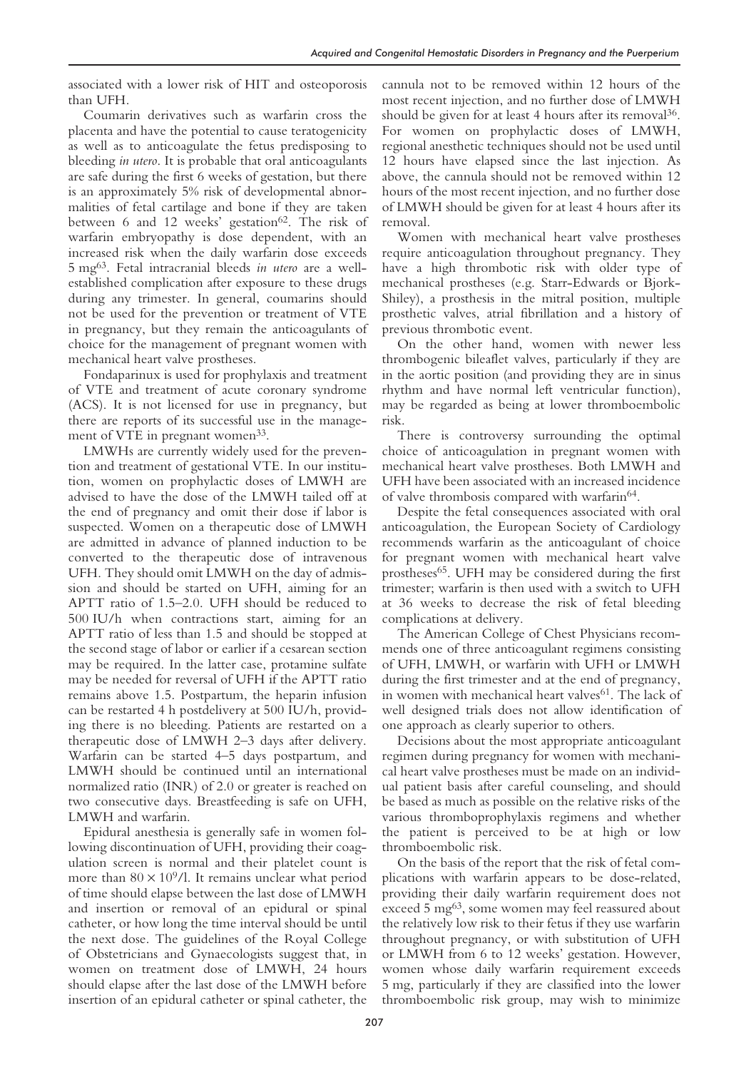associated with a lower risk of HIT and osteoporosis than UFH.

Coumarin derivatives such as warfarin cross the placenta and have the potential to cause teratogenicity as well as to anticoagulate the fetus predisposing to bleeding *in utero*. It is probable that oral anticoagulants are safe during the first 6 weeks of gestation, but there is an approximately 5% risk of developmental abnormalities of fetal cartilage and bone if they are taken between 6 and 12 weeks' gestation[62]. The risk of warfarin embryopathy is dose dependent, with an increased risk when the daily warfarin dose exceeds 5 mg[63]. Fetal intracranial bleeds *in utero* are a well-established complication after exposure to these drugs during any trimester. In general, coumarins should not be used for the prevention or treatment of VTE in pregnancy, but they remain the anticoagulants of choice for the management of pregnant women with mechanical heart valve prostheses.

Fondaparinux is used for prophylaxis and treatment of VTE and treatment of acute coronary syndrome (ACS). It is not licensed for use in pregnancy, but there are reports of its successful use in the management of VTE in pregnant women[33].

LMWHs are currently widely used for the prevention and treatment of gestational VTE. In our institution, women on prophylactic doses of LMWH are advised to have the dose of the LMWH tailed off at the end of pregnancy and omit their dose if labor is suspected. Women on a therapeutic dose of LMWH are admitted in advance of planned induction to be converted to the therapeutic dose of intravenous UFH. They should omit LMWH on the day of admission and should be started on UFH, aiming for an APTT ratio of 1.5–2.0. UFH should be reduced to 500 IU/h when contractions start, aiming for an APTT ratio of less than 1.5 and should be stopped at the second stage of labor or earlier if a cesarean section may be required. In the latter case, protamine sulfate may be needed for reversal of UFH if the APTT ratio remains above 1.5. Postpartum, the heparin infusion can be restarted 4 h postdelivery at 500 IU/h, providing there is no bleeding. Patients are restarted on a therapeutic dose of LMWH 2–3 days after delivery. Warfarin can be started 4–5 days postpartum, and LMWH should be continued until an international normalized ratio (INR) of 2.0 or greater is reached on two consecutive days. Breastfeeding is safe on UFH, LMWH and warfarin.

Epidural anesthesia is generally safe in women following discontinuation of UFH, providing their coagulation screen is normal and their platelet count is more than $80 \times 10^9$/l. It remains unclear what period of time should elapse between the last dose of LMWH and insertion or removal of an epidural or spinal catheter, or how long the time interval should be until the next dose. The guidelines of the Royal College of Obstetricians and Gynaecologists suggest that, in women on treatment dose of LMWH, 24 hours should elapse after the last dose of the LMWH before insertion of an epidural catheter or spinal catheter, the cannula not to be removed within 12 hours of the most recent injection, and no further dose of LMWH should be given for at least 4 hours after its removal[36]. For women on prophylactic doses of LMWH, regional anesthetic techniques should not be used until 12 hours have elapsed since the last injection. As above, the cannula should not be removed within 12 hours of the most recent injection, and no further dose of LMWH should be given for at least 4 hours after its removal.

Women with mechanical heart valve prostheses require anticoagulation throughout pregnancy. They have a high thrombotic risk with older type of mechanical prostheses (e.g. Starr-Edwards or Bjork-Shiley), a prosthesis in the mitral position, multiple prosthetic valves, atrial fibrillation and a history of previous thrombotic event.

On the other hand, women with newer less thrombogenic bileaflet valves, particularly if they are in the aortic position (and providing they are in sinus rhythm and have normal left ventricular function), may be regarded as being at lower thromboembolic risk.

There is controversy surrounding the optimal choice of anticoagulation in pregnant women with mechanical heart valve prostheses. Both LMWH and UFH have been associated with an increased incidence of valve thrombosis compared with warfarin[64].

Despite the fetal consequences associated with oral anticoagulation, the European Society of Cardiology recommends warfarin as the anticoagulant of choice for pregnant women with mechanical heart valve prostheses[65]. UFH may be considered during the first trimester; warfarin is then used with a switch to UFH at 36 weeks to decrease the risk of fetal bleeding complications at delivery.

The American College of Chest Physicians recommends one of three anticoagulant regimens consisting of UFH, LMWH, or warfarin with UFH or LMWH during the first trimester and at the end of pregnancy, in women with mechanical heart valves[61]. The lack of well designed trials does not allow identification of one approach as clearly superior to others.

Decisions about the most appropriate anticoagulant regimen during pregnancy for women with mechanical heart valve prostheses must be made on an individual patient basis after careful counseling, and should be based as much as possible on the relative risks of the various thromboprophylaxis regimens and whether the patient is perceived to be at high or low thromboembolic risk.

On the basis of the report that the risk of fetal complications with warfarin appears to be dose-related, providing their daily warfarin requirement does not exceed 5 mg[63], some women may feel reassured about the relatively low risk to their fetus if they use warfarin throughout pregnancy, or with substitution of UFH or LMWH from 6 to 12 weeks' gestation. However, women whose daily warfarin requirement exceeds 5 mg, particularly if they are classified into the lower thromboembolic risk group, may wish to minimize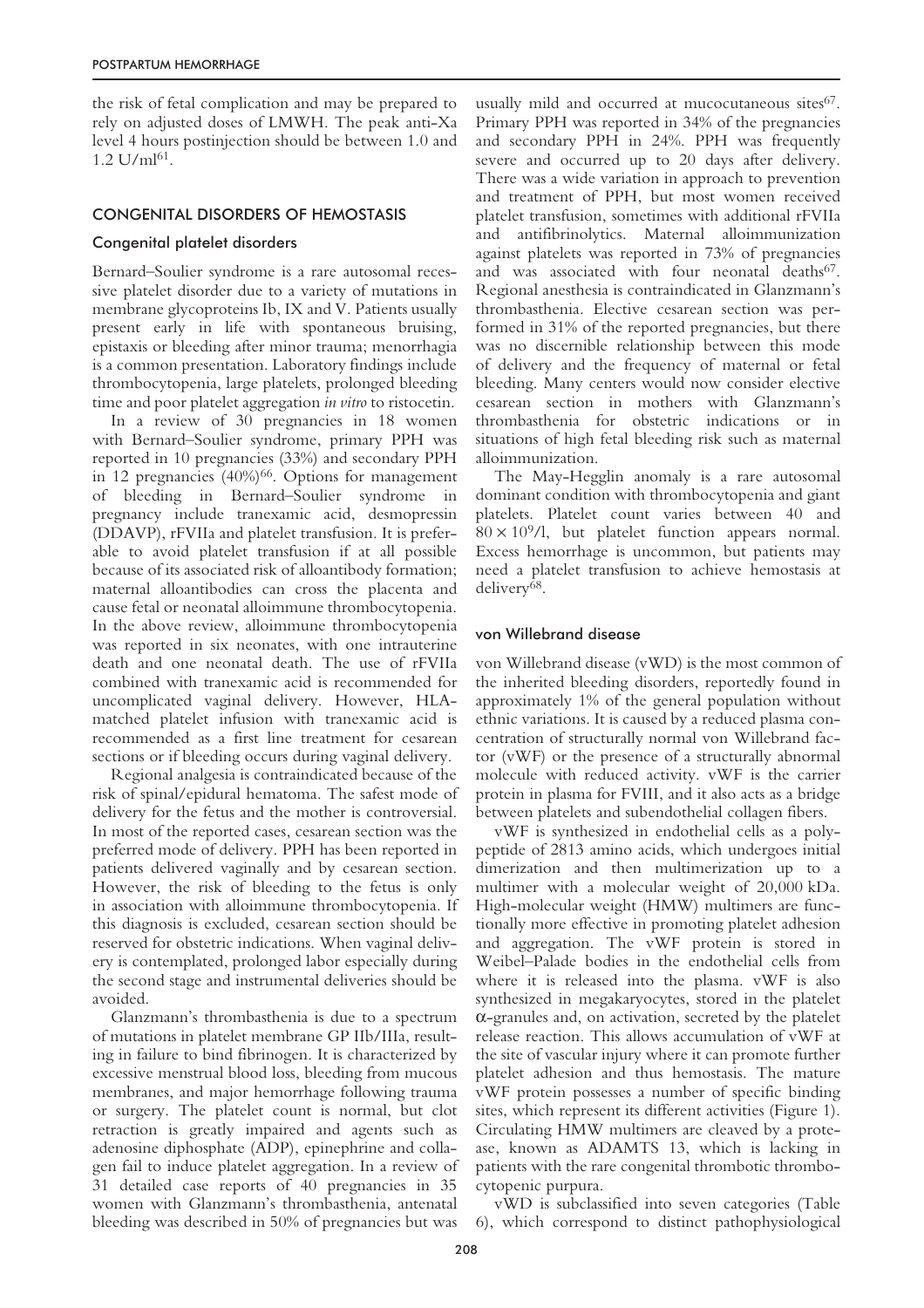the risk of fetal complication and may be prepared to rely on adjusted doses of LMWH. The peak anti-Xa level 4 hours postinjection should be between 1.0 and 1.2 U/ml[61].

## CONGENITAL DISORDERS OF HEMOSTASIS

### Congenital platelet disorders

Bernard–Soulier syndrome is a rare autosomal recessive platelet disorder due to a variety of mutations in membrane glycoproteins Ib, IX and V. Patients usually present early in life with spontaneous bruising, epistaxis or bleeding after minor trauma; menorrhagia is a common presentation. Laboratory findings include thrombocytopenia, large platelets, prolonged bleeding time and poor platelet aggregation *in vitro* to ristocetin.

In a review of 30 pregnancies in 18 women with Bernard–Soulier syndrome, primary PPH was reported in 10 pregnancies (33%) and secondary PPH in 12 pregnancies (40%)[66]. Options for management of bleeding in Bernard–Soulier syndrome in pregnancy include tranexamic acid, desmopressin (DDAVP), rFVIIa and platelet transfusion. It is preferable to avoid platelet transfusion if at all possible because of its associated risk of alloantibody formation; maternal alloantibodies can cross the placenta and cause fetal or neonatal alloimmune thrombocytopenia. In the above review, alloimmune thrombocytopenia was reported in six neonates, with one intrauterine death and one neonatal death. The use of rFVIIa combined with tranexamic acid is recommended for uncomplicated vaginal delivery. However, HLA-matched platelet infusion with tranexamic acid is recommended as a first line treatment for cesarean sections or if bleeding occurs during vaginal delivery.

Regional analgesia is contraindicated because of the risk of spinal/epidural hematoma. The safest mode of delivery for the fetus and the mother is controversial. In most of the reported cases, cesarean section was the preferred mode of delivery. PPH has been reported in patients delivered vaginally and by cesarean section. However, the risk of bleeding to the fetus is only in association with alloimmune thrombocytopenia. If this diagnosis is excluded, cesarean section should be reserved for obstetric indications. When vaginal delivery is contemplated, prolonged labor especially during the second stage and instrumental deliveries should be avoided.

Glanzmann's thrombasthenia is due to a spectrum of mutations in platelet membrane GP IIb/IIIa, resulting in failure to bind fibrinogen. It is characterized by excessive menstrual blood loss, bleeding from mucous membranes, and major hemorrhage following trauma or surgery. The platelet count is normal, but clot retraction is greatly impaired and agents such as adenosine diphosphate (ADP), epinephrine and collagen fail to induce platelet aggregation. In a review of 31 detailed case reports of 40 pregnancies in 35 women with Glanzmann's thrombasthenia, antenatal bleeding was described in 50% of pregnancies but was usually mild and occurred at mucocutaneous sites[67]. Primary PPH was reported in 34% of the pregnancies and secondary PPH in 24%. PPH was frequently severe and occurred up to 20 days after delivery. There was a wide variation in approach to prevention and treatment of PPH, but most women received platelet transfusion, sometimes with additional rFVIIa and antifibrinolytics. Maternal alloimmunization against platelets was reported in 73% of pregnancies and was associated with four neonatal deaths[67]. Regional anesthesia is contraindicated in Glanzmann's thrombasthenia. Elective cesarean section was performed in 31% of the reported pregnancies, but there was no discernible relationship between this mode of delivery and the frequency of maternal or fetal bleeding. Many centers would now consider elective cesarean section in mothers with Glanzmann's thrombasthenia for obstetric indications or in situations of high fetal bleeding risk such as maternal alloimmunization.

The May-Hegglin anomaly is a rare autosomal dominant condition with thrombocytopenia and giant platelets. Platelet count varies between 40 and $80 \times 10^9$/l, but platelet function appears normal. Excess hemorrhage is uncommon, but patients may need a platelet transfusion to achieve hemostasis at delivery[68].

### von Willebrand disease

von Willebrand disease (vWD) is the most common of the inherited bleeding disorders, reportedly found in approximately 1% of the general population without ethnic variations. It is caused by a reduced plasma concentration of structurally normal von Willebrand factor (vWF) or the presence of a structurally abnormal molecule with reduced activity. vWF is the carrier protein in plasma for FVIII, and it also acts as a bridge between platelets and subendothelial collagen fibers.

vWF is synthesized in endothelial cells as a polypeptide of 2813 amino acids, which undergoes initial dimerization and then multimerization up to a multimer with a molecular weight of 20,000 kDa. High-molecular weight (HMW) multimers are functionally more effective in promoting platelet adhesion and aggregation. The vWF protein is stored in Weibel–Palade bodies in the endothelial cells from where it is released into the plasma. vWF is also synthesized in megakaryocytes, stored in the platelet $\alpha$-granules and, on activation, secreted by the platelet release reaction. This allows accumulation of vWF at the site of vascular injury where it can promote further platelet adhesion and thus hemostasis. The mature vWF protein possesses a number of specific binding sites, which represent its different activities (Figure 1). Circulating HMW multimers are cleaved by a protease, known as ADAMTS 13, which is lacking in patients with the rare congenital thrombotic thrombocytopenic purpura.

vWD is subclassified into seven categories (Table 6), which correspond to distinct pathophysiological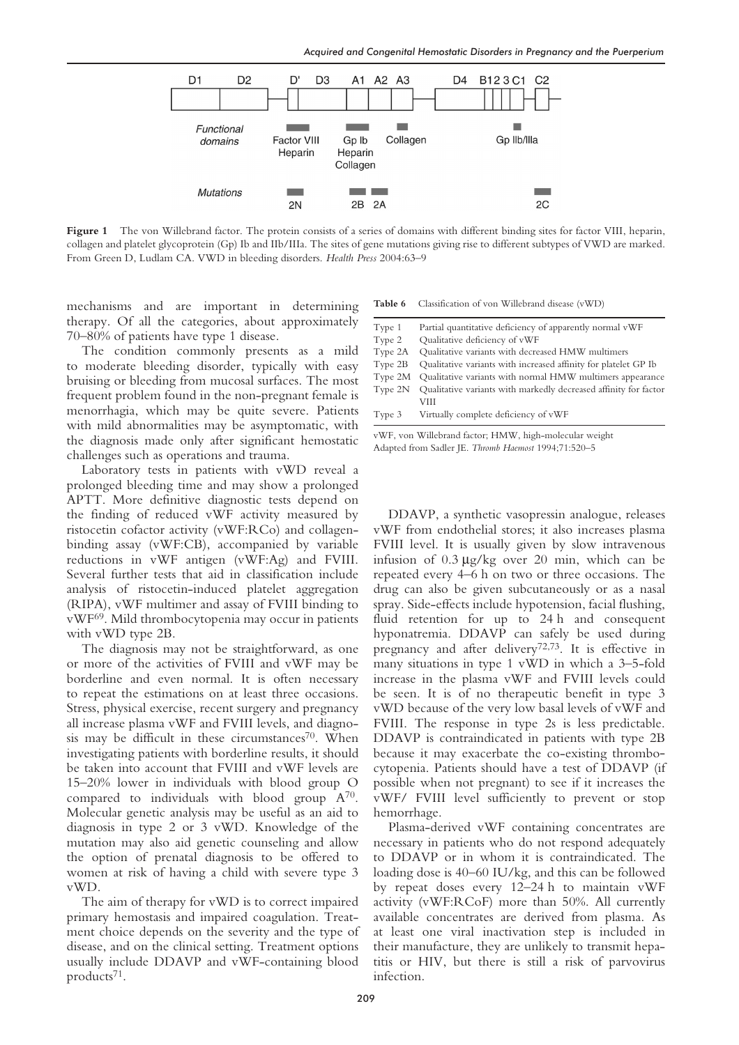Figure 1 The von Willebrand factor. The protein consists of a series of domains with different binding sites for factor VIII, heparin, collagen and platelet glycoprotein (Gp) Ib and IIb/IIIa. The sites of gene mutations giving rise to different subtypes of VWD are marked. From Green D, Ludlam CA. VWD in bleeding disorders. *Health Press* 2004:63–9

mechanisms and are important in determining therapy. Of all the categories, about approximately 70–80% of patients have type 1 disease.

The condition commonly presents as a mild to moderate bleeding disorder, typically with easy bruising or bleeding from mucosal surfaces. The most frequent problem found in the non-pregnant female is menorrhagia, which may be quite severe. Patients with mild abnormalities may be asymptomatic, with the diagnosis made only after significant hemostatic challenges such as operations and trauma.

Laboratory tests in patients with vWD reveal a prolonged bleeding time and may show a prolonged APTT. More definitive diagnostic tests depend on the finding of reduced vWF activity measured by ristocetin cofactor activity (vWF:RCo) and collagen-binding assay (vWF:CB), accompanied by variable reductions in vWF antigen (vWF:Ag) and FVIII. Several further tests that aid in classification include analysis of ristocetin-induced platelet aggregation (RIPA), vWF multimer and assay of FVIII binding to vWF[69]. Mild thrombocytopenia may occur in patients with vWD type 2B.

The diagnosis may not be straightforward, as one or more of the activities of FVIII and vWF may be borderline and even normal. It is often necessary to repeat the estimations on at least three occasions. Stress, physical exercise, recent surgery and pregnancy all increase plasma vWF and FVIII levels, and diagnosis may be difficult in these circumstances[70]. When investigating patients with borderline results, it should be taken into account that FVIII and vWF levels are 15–20% lower in individuals with blood group O compared to individuals with blood group A[70]. Molecular genetic analysis may be useful as an aid to diagnosis in type 2 or 3 vWD. Knowledge of the mutation may also aid genetic counseling and allow the option of prenatal diagnosis to be offered to women at risk of having a child with severe type 3 vWD.

The aim of therapy for vWD is to correct impaired primary hemostasis and impaired coagulation. Treatment choice depends on the severity and the type of disease, and on the clinical setting. Treatment options usually include DDAVP and vWF-containing blood products[71].

**Table 6** Classification of von Willebrand disease (vWD)

| | |
|---|---|
| Type 1 | Partial quantitative deficiency of apparently normal vWF |
| Type 2 | Qualitative deficiency of vWF |
| Type 2A | Qualitative variants with decreased HMW multimers |
| Type 2B | Qualitative variants with increased affinity for platelet GP Ib |
| Type 2M | Qualitative variants with normal HMW multimers appearance |
| Type 2N | Qualitative variants with markedly decreased affinity for factor VIII |
| Type 3 | Virtually complete deficiency of vWF |

vWF, von Willebrand factor; HMW, high-molecular weight
Adapted from Sadler JE. *Thromb Haemost* 1994;71:520–5

DDAVP, a synthetic vasopressin analogue, releases vWF from endothelial stores; it also increases plasma FVIII level. It is usually given by slow intravenous infusion of 0.3 μg/kg over 20 min, which can be repeated every 4–6 h on two or three occasions. The drug can also be given subcutaneously or as a nasal spray. Side-effects include hypotension, facial flushing, fluid retention for up to 24 h and consequent hyponatremia. DDAVP can safely be used during pregnancy and after delivery[72,73]. It is effective in many situations in type 1 vWD in which a 3–5-fold increase in the plasma vWF and FVIII levels could be seen. It is of no therapeutic benefit in type 3 vWD because of the very low basal levels of vWF and FVIII. The response in type 2s is less predictable. DDAVP is contraindicated in patients with type 2B because it may exacerbate the co-existing thrombocytopenia. Patients should have a test of DDAVP (if possible when not pregnant) to see if it increases the vWF/ FVIII level sufficiently to prevent or stop hemorrhage.

Plasma-derived vWF containing concentrates are necessary in patients who do not respond adequately to DDAVP or in whom it is contraindicated. The loading dose is 40–60 IU/kg, and this can be followed by repeat doses every 12–24 h to maintain vWF activity (vWF:RCoF) more than 50%. All currently available concentrates are derived from plasma. As at least one viral inactivation step is included in their manufacture, they are unlikely to transmit hepatitis or HIV, but there is still a risk of parvovirus infection.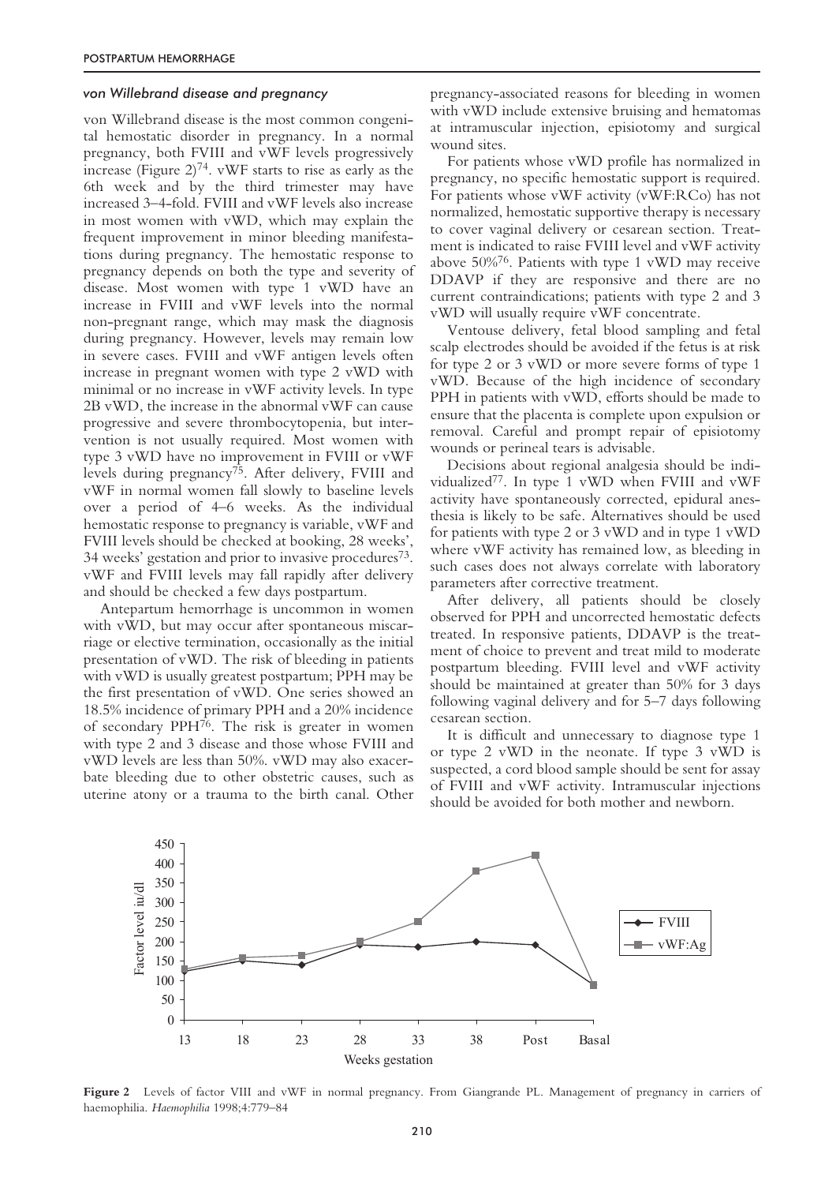### *von Willebrand disease and pregnancy*

von Willebrand disease is the most common congenital hemostatic disorder in pregnancy. In a normal pregnancy, both FVIII and vWF levels progressively increase (Figure 2)[74]. vWF starts to rise as early as the 6th week and by the third trimester may have increased 3–4-fold. FVIII and vWF levels also increase in most women with vWD, which may explain the frequent improvement in minor bleeding manifestations during pregnancy. The hemostatic response to pregnancy depends on both the type and severity of disease. Most women with type 1 vWD have an increase in FVIII and vWF levels into the normal non-pregnant range, which may mask the diagnosis during pregnancy. However, levels may remain low in severe cases. FVIII and vWF antigen levels often increase in pregnant women with type 2 vWD with minimal or no increase in vWF activity levels. In type 2B vWD, the increase in the abnormal vWF can cause progressive and severe thrombocytopenia, but intervention is not usually required. Most women with type 3 vWD have no improvement in FVIII or vWF levels during pregnancy[75]. After delivery, FVIII and vWF in normal women fall slowly to baseline levels over a period of 4–6 weeks. As the individual hemostatic response to pregnancy is variable, vWF and FVIII levels should be checked at booking, 28 weeks', 34 weeks' gestation and prior to invasive procedures[73]. vWF and FVIII levels may fall rapidly after delivery and should be checked a few days postpartum.

Antepartum hemorrhage is uncommon in women with vWD, but may occur after spontaneous miscarriage or elective termination, occasionally as the initial presentation of vWD. The risk of bleeding in patients with vWD is usually greatest postpartum; PPH may be the first presentation of vWD. One series showed an 18.5% incidence of primary PPH and a 20% incidence of secondary PPH[76]. The risk is greater in women with type 2 and 3 disease and those whose FVIII and vWD levels are less than 50%. vWD may also exacerbate bleeding due to other obstetric causes, such as uterine atony or a trauma to the birth canal. Other pregnancy-associated reasons for bleeding in women with vWD include extensive bruising and hematomas at intramuscular injection, episiotomy and surgical wound sites.

For patients whose vWD profile has normalized in pregnancy, no specific hemostatic support is required. For patients whose vWF activity (vWF:RCo) has not normalized, hemostatic supportive therapy is necessary to cover vaginal delivery or cesarean section. Treatment is indicated to raise FVIII level and vWF activity above 50%[76]. Patients with type 1 vWD may receive DDAVP if they are responsive and there are no current contraindications; patients with type 2 and 3 vWD will usually require vWF concentrate.

Ventouse delivery, fetal blood sampling and fetal scalp electrodes should be avoided if the fetus is at risk for type 2 or 3 vWD or more severe forms of type 1 vWD. Because of the high incidence of secondary PPH in patients with vWD, efforts should be made to ensure that the placenta is complete upon expulsion or removal. Careful and prompt repair of episiotomy wounds or perineal tears is advisable.

Decisions about regional analgesia should be individualized[77]. In type 1 vWD when FVIII and vWF activity have spontaneously corrected, epidural anesthesia is likely to be safe. Alternatives should be used for patients with type 2 or 3 vWD and in type 1 vWD where vWF activity has remained low, as bleeding in such cases does not always correlate with laboratory parameters after corrective treatment.

After delivery, all patients should be closely observed for PPH and uncorrected hemostatic defects treated. In responsive patients, DDAVP is the treatment of choice to prevent and treat mild to moderate postpartum bleeding. FVIII level and vWF activity should be maintained at greater than 50% for 3 days following vaginal delivery and for 5–7 days following cesarean section.

It is difficult and unnecessary to diagnose type 1 or type 2 vWD in the neonate. If type 3 vWD is suspected, a cord blood sample should be sent for assay of FVIII and vWF activity. Intramuscular injections should be avoided for both mother and newborn.

**Figure 2** Levels of factor VIII and vWF in normal pregnancy. From Giangrande PL. Management of pregnancy in carriers of haemophilia. *Haemophilia* 1998;4:779–84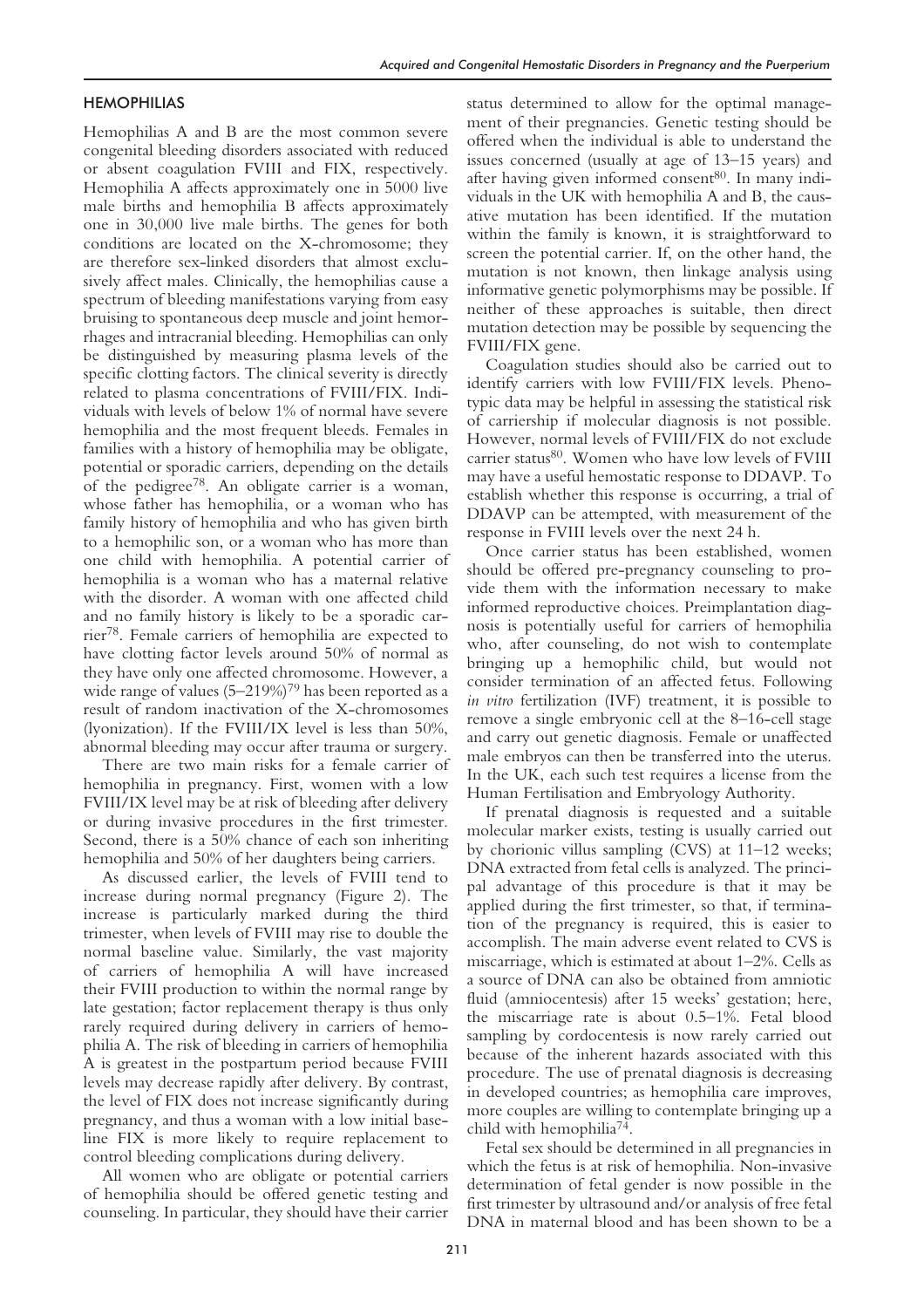## HEMOPHILIAS

Hemophilias A and B are the most common severe congenital bleeding disorders associated with reduced or absent coagulation FVIII and FIX, respectively. Hemophilia A affects approximately one in 5000 live male births and hemophilia B affects approximately one in 30,000 live male births. The genes for both conditions are located on the X-chromosome; they are therefore sex-linked disorders that almost exclusively affect males. Clinically, the hemophilias cause a spectrum of bleeding manifestations varying from easy bruising to spontaneous deep muscle and joint hemorrhages and intracranial bleeding. Hemophilias can only be distinguished by measuring plasma levels of the specific clotting factors. The clinical severity is directly related to plasma concentrations of FVIII/FIX. Individuals with levels of below 1% of normal have severe hemophilia and the most frequent bleeds. Females in families with a history of hemophilia may be obligate, potential or sporadic carriers, depending on the details of the pedigree[78]. An obligate carrier is a woman, whose father has hemophilia, or a woman who has family history of hemophilia and who has given birth to a hemophilic son, or a woman who has more than one child with hemophilia. A potential carrier of hemophilia is a woman who has a maternal relative with the disorder. A woman with one affected child and no family history is likely to be a sporadic carrier[78]. Female carriers of hemophilia are expected to have clotting factor levels around 50% of normal as they have only one affected chromosome. However, a wide range of values (5–219%)[79] has been reported as a result of random inactivation of the X-chromosomes (lyonization). If the FVIII/IX level is less than 50%, abnormal bleeding may occur after trauma or surgery.

There are two main risks for a female carrier of hemophilia in pregnancy. First, women with a low FVIII/IX level may be at risk of bleeding after delivery or during invasive procedures in the first trimester. Second, there is a 50% chance of each son inheriting hemophilia and 50% of her daughters being carriers.

As discussed earlier, the levels of FVIII tend to increase during normal pregnancy (Figure 2). The increase is particularly marked during the third trimester, when levels of FVIII may rise to double the normal baseline value. Similarly, the vast majority of carriers of hemophilia A will have increased their FVIII production to within the normal range by late gestation; factor replacement therapy is thus only rarely required during delivery in carriers of hemophilia A. The risk of bleeding in carriers of hemophilia A is greatest in the postpartum period because FVIII levels may decrease rapidly after delivery. By contrast, the level of FIX does not increase significantly during pregnancy, and thus a woman with a low initial baseline FIX is more likely to require replacement to control bleeding complications during delivery.

All women who are obligate or potential carriers of hemophilia should be offered genetic testing and counseling. In particular, they should have their carrier status determined to allow for the optimal management of their pregnancies. Genetic testing should be offered when the individual is able to understand the issues concerned (usually at age of 13–15 years) and after having given informed consent[80]. In many individuals in the UK with hemophilia A and B, the causative mutation has been identified. If the mutation within the family is known, it is straightforward to screen the potential carrier. If, on the other hand, the mutation is not known, then linkage analysis using informative genetic polymorphisms may be possible. If neither of these approaches is suitable, then direct mutation detection may be possible by sequencing the FVIII/FIX gene.

Coagulation studies should also be carried out to identify carriers with low FVIII/FIX levels. Phenotypic data may be helpful in assessing the statistical risk of carriership if molecular diagnosis is not possible. However, normal levels of FVIII/FIX do not exclude carrier status[80]. Women who have low levels of FVIII may have a useful hemostatic response to DDAVP. To establish whether this response is occurring, a trial of DDAVP can be attempted, with measurement of the response in FVIII levels over the next 24 h.

Once carrier status has been established, women should be offered pre-pregnancy counseling to provide them with the information necessary to make informed reproductive choices. Preimplantation diagnosis is potentially useful for carriers of hemophilia who, after counseling, do not wish to contemplate bringing up a hemophilic child, but would not consider termination of an affected fetus. Following *in vitro* fertilization (IVF) treatment, it is possible to remove a single embryonic cell at the 8–16-cell stage and carry out genetic diagnosis. Female or unaffected male embryos can then be transferred into the uterus. In the UK, each such test requires a license from the Human Fertilisation and Embryology Authority.

If prenatal diagnosis is requested and a suitable molecular marker exists, testing is usually carried out by chorionic villus sampling (CVS) at 11–12 weeks; DNA extracted from fetal cells is analyzed. The principal advantage of this procedure is that it may be applied during the first trimester, so that, if termination of the pregnancy is required, this is easier to accomplish. The main adverse event related to CVS is miscarriage, which is estimated at about 1–2%. Cells as a source of DNA can also be obtained from amniotic fluid (amniocentesis) after 15 weeks' gestation; here, the miscarriage rate is about 0.5–1%. Fetal blood sampling by cordocentesis is now rarely carried out because of the inherent hazards associated with this procedure. The use of prenatal diagnosis is decreasing in developed countries; as hemophilia care improves, more couples are willing to contemplate bringing up a child with hemophilia[74].

Fetal sex should be determined in all pregnancies in which the fetus is at risk of hemophilia. Non-invasive determination of fetal gender is now possible in the first trimester by ultrasound and/or analysis of free fetal DNA in maternal blood and has been shown to be a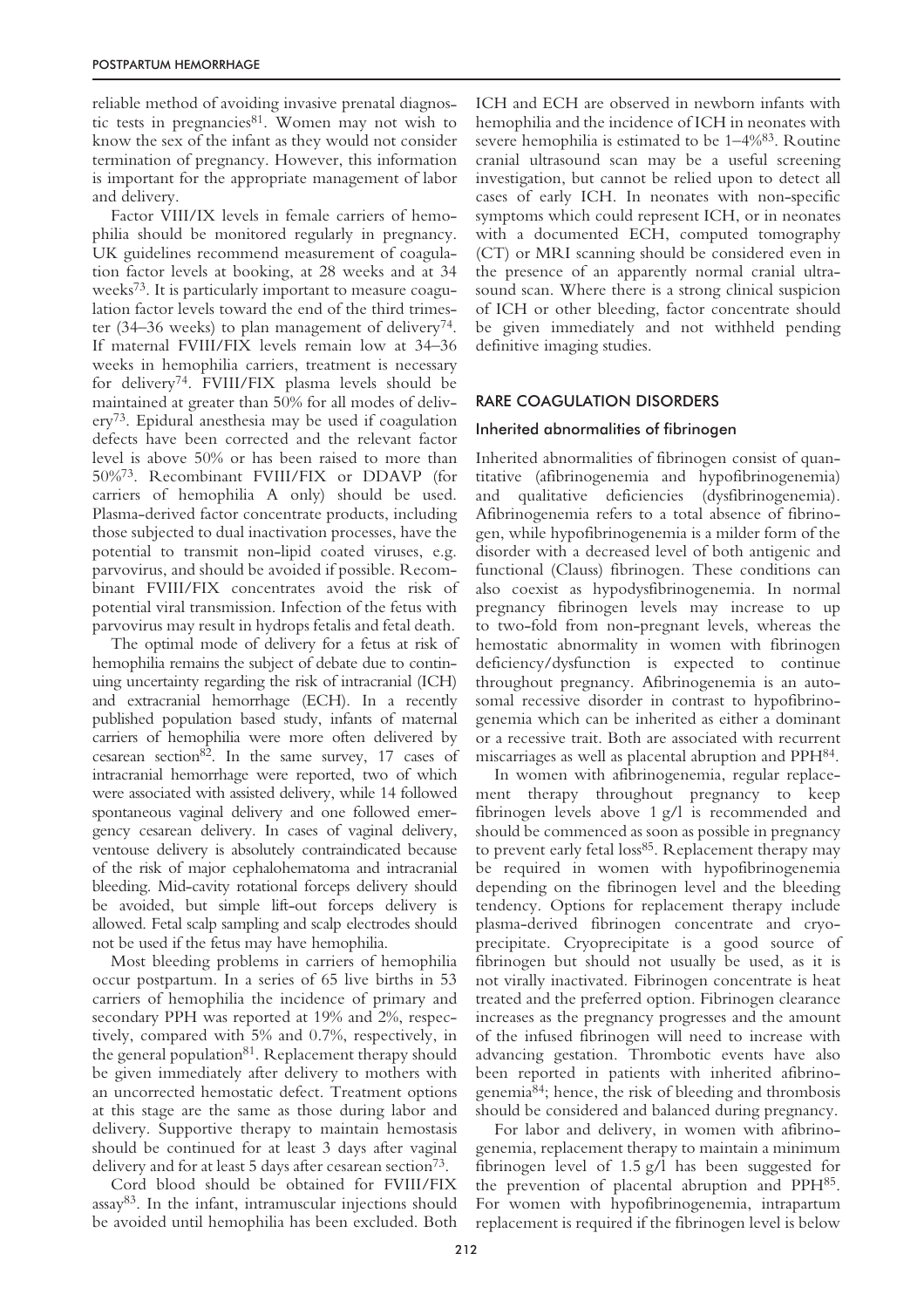reliable method of avoiding invasive prenatal diagnostic tests in pregnancies[81]. Women may not wish to know the sex of the infant as they would not consider termination of pregnancy. However, this information is important for the appropriate management of labor and delivery.

Factor VIII/IX levels in female carriers of hemophilia should be monitored regularly in pregnancy. UK guidelines recommend measurement of coagulation factor levels at booking, at 28 weeks and at 34 weeks[73]. It is particularly important to measure coagulation factor levels toward the end of the third trimester (34–36 weeks) to plan management of delivery[74]. If maternal FVIII/FIX levels remain low at 34–36 weeks in hemophilia carriers, treatment is necessary for delivery[74]. FVIII/FIX plasma levels should be maintained at greater than 50% for all modes of delivery[73]. Epidural anesthesia may be used if coagulation defects have been corrected and the relevant factor level is above 50% or has been raised to more than 50%[73]. Recombinant FVIII/FIX or DDAVP (for carriers of hemophilia A only) should be used. Plasma-derived factor concentrate products, including those subjected to dual inactivation processes, have the potential to transmit non-lipid coated viruses, e.g. parvovirus, and should be avoided if possible. Recombinant FVIII/FIX concentrates avoid the risk of potential viral transmission. Infection of the fetus with parvovirus may result in hydrops fetalis and fetal death.

The optimal mode of delivery for a fetus at risk of hemophilia remains the subject of debate due to continuing uncertainty regarding the risk of intracranial (ICH) and extracranial hemorrhage (ECH). In a recently published population based study, infants of maternal carriers of hemophilia were more often delivered by cesarean section[82]. In the same survey, 17 cases of intracranial hemorrhage were reported, two of which were associated with assisted delivery, while 14 followed spontaneous vaginal delivery and one followed emergency cesarean delivery. In cases of vaginal delivery, ventouse delivery is absolutely contraindicated because of the risk of major cephalohematoma and intracranial bleeding. Mid-cavity rotational forceps delivery should be avoided, but simple lift-out forceps delivery is allowed. Fetal scalp sampling and scalp electrodes should not be used if the fetus may have hemophilia.

Most bleeding problems in carriers of hemophilia occur postpartum. In a series of 65 live births in 53 carriers of hemophilia the incidence of primary and secondary PPH was reported at 19% and 2%, respectively, compared with 5% and 0.7%, respectively, in the general population[81]. Replacement therapy should be given immediately after delivery to mothers with an uncorrected hemostatic defect. Treatment options at this stage are the same as those during labor and delivery. Supportive therapy to maintain hemostasis should be continued for at least 3 days after vaginal delivery and for at least 5 days after cesarean section[73].

Cord blood should be obtained for FVIII/FIX assay[83]. In the infant, intramuscular injections should be avoided until hemophilia has been excluded. Both ICH and ECH are observed in newborn infants with hemophilia and the incidence of ICH in neonates with severe hemophilia is estimated to be 1–4%[83]. Routine cranial ultrasound scan may be a useful screening investigation, but cannot be relied upon to detect all cases of early ICH. In neonates with non-specific symptoms which could represent ICH, or in neonates with a documented ECH, computed tomography (CT) or MRI scanning should be considered even in the presence of an apparently normal cranial ultrasound scan. Where there is a strong clinical suspicion of ICH or other bleeding, factor concentrate should be given immediately and not withheld pending definitive imaging studies.

## RARE COAGULATION DISORDERS

### Inherited abnormalities of fibrinogen

Inherited abnormalities of fibrinogen consist of quantitative (afibrinogenemia and hypofibrinogenemia) and qualitative deficiencies (dysfibrinogenemia). Afibrinogenemia refers to a total absence of fibrinogen, while hypofibrinogenemia is a milder form of the disorder with a decreased level of both antigenic and functional (Clauss) fibrinogen. These conditions can also coexist as hypodysfibrinogenemia. In normal pregnancy fibrinogen levels may increase to up to two-fold from non-pregnant levels, whereas the hemostatic abnormality in women with fibrinogen deficiency/dysfunction is expected to continue throughout pregnancy. Afibrinogenemia is an autosomal recessive disorder in contrast to hypofibrinogenemia which can be inherited as either a dominant or a recessive trait. Both are associated with recurrent miscarriages as well as placental abruption and PPH[84].

In women with afibrinogenemia, regular replacement therapy throughout pregnancy to keep fibrinogen levels above 1 g/l is recommended and should be commenced as soon as possible in pregnancy to prevent early fetal loss[85]. Replacement therapy may be required in women with hypofibrinogenemia depending on the fibrinogen level and the bleeding tendency. Options for replacement therapy include plasma-derived fibrinogen concentrate and cryoprecipitate. Cryoprecipitate is a good source of fibrinogen but should not usually be used, as it is not virally inactivated. Fibrinogen concentrate is heat treated and the preferred option. Fibrinogen clearance increases as the pregnancy progresses and the amount of the infused fibrinogen will need to increase with advancing gestation. Thrombotic events have also been reported in patients with inherited afibrinogenemia[84]; hence, the risk of bleeding and thrombosis should be considered and balanced during pregnancy.

For labor and delivery, in women with afibrinogenemia, replacement therapy to maintain a minimum fibrinogen level of 1.5 g/l has been suggested for the prevention of placental abruption and PPH[85]. For women with hypofibrinogenemia, intrapartum replacement is required if the fibrinogen level is below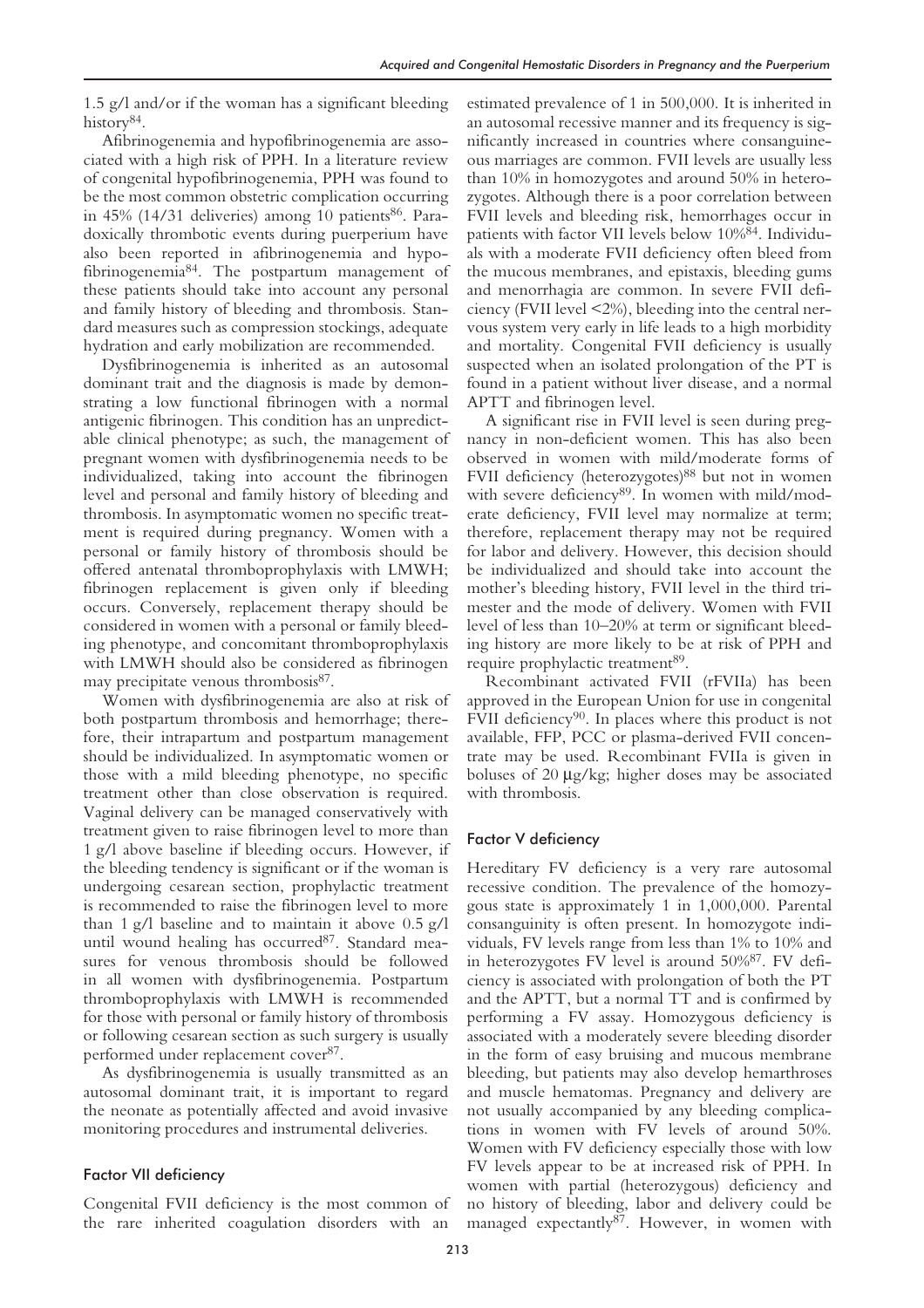1.5 g/l and/or if the woman has a significant bleeding history[84].

Afibrinogenemia and hypofibrinogenemia are associated with a high risk of PPH. In a literature review of congenital hypofibrinogenemia, PPH was found to be the most common obstetric complication occurring in 45% (14/31 deliveries) among 10 patients[86]. Paradoxically thrombotic events during puerperium have also been reported in afibrinogenemia and hypofibrinogenemia[84]. The postpartum management of these patients should take into account any personal and family history of bleeding and thrombosis. Standard measures such as compression stockings, adequate hydration and early mobilization are recommended.

Dysfibrinogenemia is inherited as an autosomal dominant trait and the diagnosis is made by demonstrating a low functional fibrinogen with a normal antigenic fibrinogen. This condition has an unpredictable clinical phenotype; as such, the management of pregnant women with dysfibrinogenemia needs to be individualized, taking into account the fibrinogen level and personal and family history of bleeding and thrombosis. In asymptomatic women no specific treatment is required during pregnancy. Women with a personal or family history of thrombosis should be offered antenatal thromboprophylaxis with LMWH; fibrinogen replacement is given only if bleeding occurs. Conversely, replacement therapy should be considered in women with a personal or family bleeding phenotype, and concomitant thromboprophylaxis with LMWH should also be considered as fibrinogen may precipitate venous thrombosis[87].

Women with dysfibrinogenemia are also at risk of both postpartum thrombosis and hemorrhage; therefore, their intrapartum and postpartum management should be individualized. In asymptomatic women or those with a mild bleeding phenotype, no specific treatment other than close observation is required. Vaginal delivery can be managed conservatively with treatment given to raise fibrinogen level to more than 1 g/l above baseline if bleeding occurs. However, if the bleeding tendency is significant or if the woman is undergoing cesarean section, prophylactic treatment is recommended to raise the fibrinogen level to more than 1 g/l baseline and to maintain it above 0.5 g/l until wound healing has occurred[87]. Standard measures for venous thrombosis should be followed in all women with dysfibrinogenemia. Postpartum thromboprophylaxis with LMWH is recommended for those with personal or family history of thrombosis or following cesarean section as such surgery is usually performed under replacement cover[87].

As dysfibrinogenemia is usually transmitted as an autosomal dominant trait, it is important to regard the neonate as potentially affected and avoid invasive monitoring procedures and instrumental deliveries.

### Factor VII deficiency

Congenital FVII deficiency is the most common of the rare inherited coagulation disorders with an estimated prevalence of 1 in 500,000. It is inherited in an autosomal recessive manner and its frequency is significantly increased in countries where consanguineous marriages are common. FVII levels are usually less than 10% in homozygotes and around 50% in heterozygotes. Although there is a poor correlation between FVII levels and bleeding risk, hemorrhages occur in patients with factor VII levels below 10%[84]. Individuals with a moderate FVII deficiency often bleed from the mucous membranes, and epistaxis, bleeding gums and menorrhagia are common. In severe FVII deficiency (FVII level <2%), bleeding into the central nervous system very early in life leads to a high morbidity and mortality. Congenital FVII deficiency is usually suspected when an isolated prolongation of the PT is found in a patient without liver disease, and a normal APTT and fibrinogen level.

A significant rise in FVII level is seen during pregnancy in non-deficient women. This has also been observed in women with mild/moderate forms of FVII deficiency (heterozygotes)[88] but not in women with severe deficiency[89]. In women with mild/moderate deficiency, FVII level may normalize at term; therefore, replacement therapy may not be required for labor and delivery. However, this decision should be individualized and should take into account the mother's bleeding history, FVII level in the third trimester and the mode of delivery. Women with FVII level of less than 10–20% at term or significant bleeding history are more likely to be at risk of PPH and require prophylactic treatment[89].

Recombinant activated FVII (rFVIIa) has been approved in the European Union for use in congenital FVII deficiency[90]. In places where this product is not available, FFP, PCC or plasma-derived FVII concentrate may be used. Recombinant FVIIa is given in boluses of 20 μg/kg; higher doses may be associated with thrombosis.

### Factor V deficiency

Hereditary FV deficiency is a very rare autosomal recessive condition. The prevalence of the homozygous state is approximately 1 in 1,000,000. Parental consanguinity is often present. In homozygote individuals, FV levels range from less than 1% to 10% and in heterozygotes FV level is around 50%[87]. FV deficiency is associated with prolongation of both the PT and the APTT, but a normal TT and is confirmed by performing a FV assay. Homozygous deficiency is associated with a moderately severe bleeding disorder in the form of easy bruising and mucous membrane bleeding, but patients may also develop hemarthroses and muscle hematomas. Pregnancy and delivery are not usually accompanied by any bleeding complications in women with FV levels of around 50%. Women with FV deficiency especially those with low FV levels appear to be at increased risk of PPH. In women with partial (heterozygous) deficiency and no history of bleeding, labor and delivery could be managed expectantly[87]. However, in women with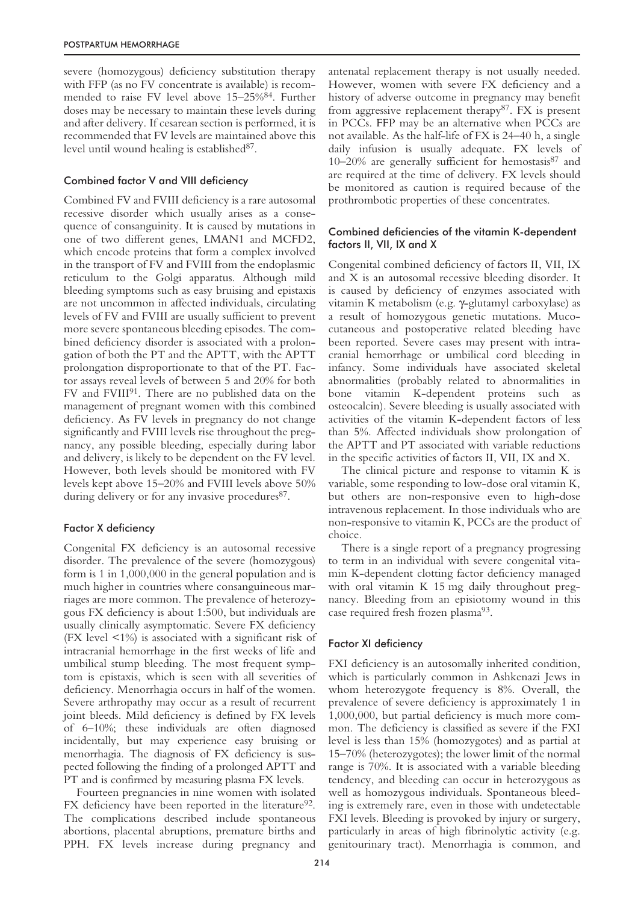severe (homozygous) deficiency substitution therapy with FFP (as no FV concentrate is available) is recommended to raise FV level above 15–25%[84]. Further doses may be necessary to maintain these levels during and after delivery. If cesarean section is performed, it is recommended that FV levels are maintained above this level until wound healing is established[87].

### Combined factor V and VIII deficiency

Combined FV and FVIII deficiency is a rare autosomal recessive disorder which usually arises as a consequence of consanguinity. It is caused by mutations in one of two different genes, LMAN1 and MCFD2, which encode proteins that form a complex involved in the transport of FV and FVIII from the endoplasmic reticulum to the Golgi apparatus. Although mild bleeding symptoms such as easy bruising and epistaxis are not uncommon in affected individuals, circulating levels of FV and FVIII are usually sufficient to prevent more severe spontaneous bleeding episodes. The combined deficiency disorder is associated with a prolongation of both the PT and the APTT, with the APTT prolongation disproportionate to that of the PT. Factor assays reveal levels of between 5 and 20% for both FV and FVIII[91]. There are no published data on the management of pregnant women with this combined deficiency. As FV levels in pregnancy do not change significantly and FVIII levels rise throughout the pregnancy, any possible bleeding, especially during labor and delivery, is likely to be dependent on the FV level. However, both levels should be monitored with FV levels kept above 15–20% and FVIII levels above 50% during delivery or for any invasive procedures[87].

### Factor X deficiency

Congenital FX deficiency is an autosomal recessive disorder. The prevalence of the severe (homozygous) form is 1 in 1,000,000 in the general population and is much higher in countries where consanguineous marriages are more common. The prevalence of heterozygous FX deficiency is about 1:500, but individuals are usually clinically asymptomatic. Severe FX deficiency (FX level <1%) is associated with a significant risk of intracranial hemorrhage in the first weeks of life and umbilical stump bleeding. The most frequent symptom is epistaxis, which is seen with all severities of deficiency. Menorrhagia occurs in half of the women. Severe arthropathy may occur as a result of recurrent joint bleeds. Mild deficiency is defined by FX levels of 6–10%; these individuals are often diagnosed incidentally, but may experience easy bruising or menorrhagia. The diagnosis of FX deficiency is suspected following the finding of a prolonged APTT and PT and is confirmed by measuring plasma FX levels.

Fourteen pregnancies in nine women with isolated FX deficiency have been reported in the literature[92]. The complications described include spontaneous abortions, placental abruptions, premature births and PPH. FX levels increase during pregnancy and antenatal replacement therapy is not usually needed. However, women with severe FX deficiency and a history of adverse outcome in pregnancy may benefit from aggressive replacement therapy[87]. FX is present in PCCs. FFP may be an alternative when PCCs are not available. As the half-life of FX is 24–40 h, a single daily infusion is usually adequate. FX levels of 10–20% are generally sufficient for hemostasis[87] and are required at the time of delivery. FX levels should be monitored as caution is required because of the prothrombotic properties of these concentrates.

### Combined deficiencies of the vitamin K-dependent factors II, VII, IX and X

Congenital combined deficiency of factors II, VII, IX and X is an autosomal recessive bleeding disorder. It is caused by deficiency of enzymes associated with vitamin K metabolism (e.g. γ-glutamyl carboxylase) as a result of homozygous genetic mutations. Mucocutaneous and postoperative related bleeding have been reported. Severe cases may present with intracranial hemorrhage or umbilical cord bleeding in infancy. Some individuals have associated skeletal abnormalities (probably related to abnormalities in bone vitamin K-dependent proteins such as osteocalcin). Severe bleeding is usually associated with activities of the vitamin K-dependent factors of less than 5%. Affected individuals show prolongation of the APTT and PT associated with variable reductions in the specific activities of factors II, VII, IX and X.

The clinical picture and response to vitamin K is variable, some responding to low-dose oral vitamin K, but others are non-responsive even to high-dose intravenous replacement. In those individuals who are non-responsive to vitamin K, PCCs are the product of choice.

There is a single report of a pregnancy progressing to term in an individual with severe congenital vitamin K-dependent clotting factor deficiency managed with oral vitamin K 15 mg daily throughout pregnancy. Bleeding from an episiotomy wound in this case required fresh frozen plasma[93].

### Factor XI deficiency

FXI deficiency is an autosomally inherited condition, which is particularly common in Ashkenazi Jews in whom heterozygote frequency is 8%. Overall, the prevalence of severe deficiency is approximately 1 in 1,000,000, but partial deficiency is much more common. The deficiency is classified as severe if the FXI level is less than 15% (homozygotes) and as partial at 15–70% (heterozygotes); the lower limit of the normal range is 70%. It is associated with a variable bleeding tendency, and bleeding can occur in heterozygous as well as homozygous individuals. Spontaneous bleeding is extremely rare, even in those with undetectable FXI levels. Bleeding is provoked by injury or surgery, particularly in areas of high fibrinolytic activity (e.g. genitourinary tract). Menorrhagia is common, and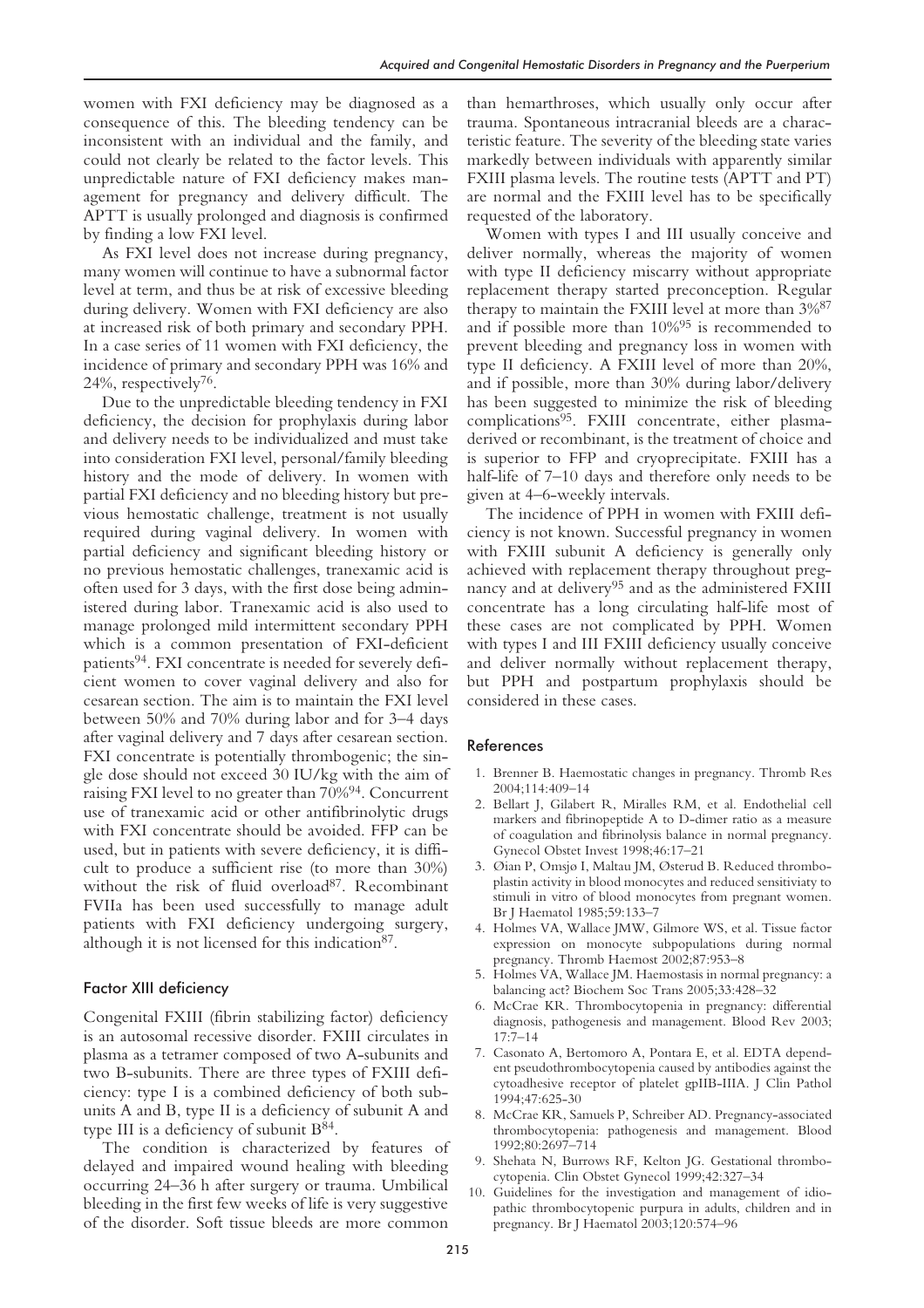women with FXI deficiency may be diagnosed as a consequence of this. The bleeding tendency can be inconsistent with an individual and the family, and could not clearly be related to the factor levels. This unpredictable nature of FXI deficiency makes management for pregnancy and delivery difficult. The APTT is usually prolonged and diagnosis is confirmed by finding a low FXI level.

As FXI level does not increase during pregnancy, many women will continue to have a subnormal factor level at term, and thus be at risk of excessive bleeding during delivery. Women with FXI deficiency are also at increased risk of both primary and secondary PPH. In a case series of 11 women with FXI deficiency, the incidence of primary and secondary PPH was 16% and 24%, respectively[76].

Due to the unpredictable bleeding tendency in FXI deficiency, the decision for prophylaxis during labor and delivery needs to be individualized and must take into consideration FXI level, personal/family bleeding history and the mode of delivery. In women with partial FXI deficiency and no bleeding history but previous hemostatic challenge, treatment is not usually required during vaginal delivery. In women with partial deficiency and significant bleeding history or no previous hemostatic challenges, tranexamic acid is often used for 3 days, with the first dose being administered during labor. Tranexamic acid is also used to manage prolonged mild intermittent secondary PPH which is a common presentation of FXI-deficient patients[94]. FXI concentrate is needed for severely deficient women to cover vaginal delivery and also for cesarean section. The aim is to maintain the FXI level between 50% and 70% during labor and for 3–4 days after vaginal delivery and 7 days after cesarean section. FXI concentrate is potentially thrombogenic; the single dose should not exceed 30 IU/kg with the aim of raising FXI level to no greater than 70%[94]. Concurrent use of tranexamic acid or other antifibrinolytic drugs with FXI concentrate should be avoided. FFP can be used, but in patients with severe deficiency, it is difficult to produce a sufficient rise (to more than 30%) without the risk of fluid overload[87]. Recombinant FVIIa has been used successfully to manage adult patients with FXI deficiency undergoing surgery, although it is not licensed for this indication[87].

### Factor XIII deficiency

Congenital FXIII (fibrin stabilizing factor) deficiency is an autosomal recessive disorder. FXIII circulates in plasma as a tetramer composed of two A-subunits and two B-subunits. There are three types of FXIII deficiency: type I is a combined deficiency of both subunits A and B, type II is a deficiency of subunit A and type III is a deficiency of subunit B[84].

The condition is characterized by features of delayed and impaired wound healing with bleeding occurring 24–36 h after surgery or trauma. Umbilical bleeding in the first few weeks of life is very suggestive of the disorder. Soft tissue bleeds are more common than hemarthroses, which usually only occur after trauma. Spontaneous intracranial bleeds are a characteristic feature. The severity of the bleeding state varies markedly between individuals with apparently similar FXIII plasma levels. The routine tests (APTT and PT) are normal and the FXIII level has to be specifically requested of the laboratory.

Women with types I and III usually conceive and deliver normally, whereas the majority of women with type II deficiency miscarry without appropriate replacement therapy started preconception. Regular therapy to maintain the FXIII level at more than 3%[87] and if possible more than 10%[95] is recommended to prevent bleeding and pregnancy loss in women with type II deficiency. A FXIII level of more than 20%, and if possible, more than 30% during labor/delivery has been suggested to minimize the risk of bleeding complications[95]. FXIII concentrate, either plasma-derived or recombinant, is the treatment of choice and is superior to FFP and cryoprecipitate. FXIII has a half-life of 7–10 days and therefore only needs to be given at 4–6-weekly intervals.

The incidence of PPH in women with FXIII deficiency is not known. Successful pregnancy in women with FXIII subunit A deficiency is generally only achieved with replacement therapy throughout pregnancy and at delivery[95] and as the administered FXIII concentrate has a long circulating half-life most of these cases are not complicated by PPH. Women with types I and III FXIII deficiency usually conceive and deliver normally without replacement therapy, but PPH and postpartum prophylaxis should be considered in these cases.

### References

1. Brenner B. Haemostatic changes in pregnancy. Thromb Res 2004;114:409–14
2. Bellart J, Gilabert R, Miralles RM, et al. Endothelial cell markers and fibrinopeptide A to D-dimer ratio as a measure of coagulation and fibrinolysis balance in normal pregnancy. Gynecol Obstet Invest 1998;46:17–21
3. Øian P, Omsjø I, Maltau JM, Østerud B. Reduced thromboplastin activity in blood monocytes and reduced sensitiviaty to stimuli in vitro of blood monocytes from pregnant women. Br J Haematol 1985;59:133–7
4. Holmes VA, Wallace JMW, Gilmore WS, et al. Tissue factor expression on monocyte subpopulations during normal pregnancy. Thromb Haemost 2002;87:953–8
5. Holmes VA, Wallace JM. Haemostasis in normal pregnancy: a balancing act? Biochem Soc Trans 2005;33:428–32
6. McCrae KR. Thrombocytopenia in pregnancy: differential diagnosis, pathogenesis and management. Blood Rev 2003; 17:7–14
7. Casonato A, Bertomoro A, Pontara E, et al. EDTA dependent pseudothrombocytopenia caused by antibodies against the cytoadhesive receptor of platelet gpIIB-IIIA. J Clin Pathol 1994;47:625-30
8. McCrae KR, Samuels P, Schreiber AD. Pregnancy-associated thrombocytopenia: pathogenesis and management. Blood 1992;80:2697–714
9. Shehata N, Burrows RF, Kelton JG. Gestational thrombocytopenia. Clin Obstet Gynecol 1999;42:327–34
10. Guidelines for the investigation and management of idiopathic thrombocytopenic purpura in adults, children and in pregnancy. Br J Haematol 2003;120:574–96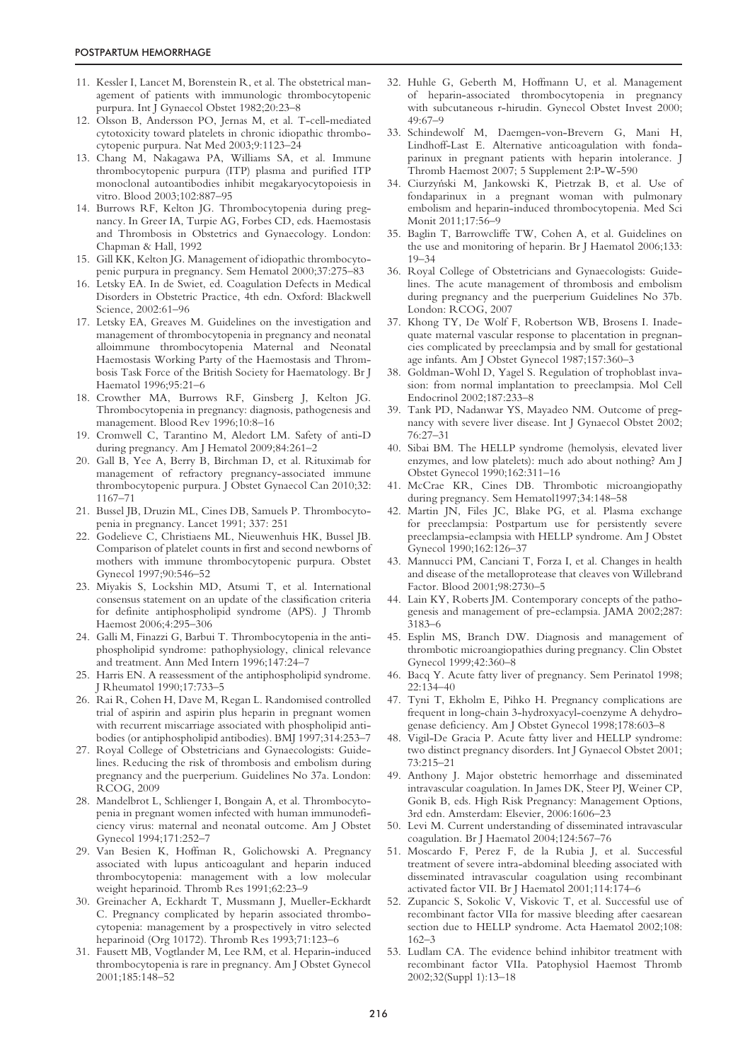11. Kessler I, Lancet M, Borenstein R, et al. The obstetrical management of patients with immunologic thrombocytopenic purpura. Int J Gynaecol Obstet 1982;20:23–8
12. Olsson B, Andersson PO, Jernas M, et al. T-cell-mediated cytotoxicity toward platelets in chronic idiopathic thrombocytopenic purpura. Nat Med 2003;9:1123–24
13. Chang M, Nakagawa PA, Williams SA, et al. Immune thrombocytopenic purpura (ITP) plasma and purified ITP monoclonal autoantibodies inhibit megakaryocytopoiesis in vitro. Blood 2003;102:887–95
14. Burrows RF, Kelton JG. Thrombocytopenia during pregnancy. In Greer IA, Turpie AG, Forbes CD, eds. Haemostasis and Thrombosis in Obstetrics and Gynaecology. London: Chapman & Hall, 1992
15. Gill KK, Kelton JG. Management of idiopathic thrombocytopenic purpura in pregnancy. Sem Hematol 2000;37:275–83
16. Letsky EA. In de Swiet, ed. Coagulation Defects in Medical Disorders in Obstetric Practice, 4th edn. Oxford: Blackwell Science, 2002:61–96
17. Letsky EA, Greaves M. Guidelines on the investigation and management of thrombocytopenia in pregnancy and neonatal alloimmune thrombocytopenia Maternal and Neonatal Haemostasis Working Party of the Haemostasis and Thrombosis Task Force of the British Society for Haematology. Br J Haematol 1996;95:21–6
18. Crowther MA, Burrows RF, Ginsberg J, Kelton JG. Thrombocytopenia in pregnancy: diagnosis, pathogenesis and management. Blood Rev 1996;10:8–16
19. Cromwell C, Tarantino M, Aledort LM. Safety of anti-D during pregnancy. Am J Hematol 2009;84:261–2
20. Gall B, Yee A, Berry B, Birchman D, et al. Rituximab for management of refractory pregnancy-associated immune thrombocytopenic purpura. J Obstet Gynaecol Can 2010;32: 1167–71
21. Bussel JB, Druzin ML, Cines DB, Samuels P. Thrombocytopenia in pregnancy. Lancet 1991; 337: 251
22. Godelieve C, Christiaens ML, Nieuwenhuis HK, Bussel JB. Comparison of platelet counts in first and second newborns of mothers with immune thrombocytopenic purpura. Obstet Gynecol 1997;90:546–52
23. Miyakis S, Lockshin MD, Atsumi T, et al. International consensus statement on an update of the classification criteria for definite antiphospholipid syndrome (APS). J Thromb Haemost 2006;4:295–306
24. Galli M, Finazzi G, Barbui T. Thrombocytopenia in the antiphospholipid syndrome: pathophysiology, clinical relevance and treatment. Ann Med Intern 1996;147:24–7
25. Harris EN. A reassessment of the antiphospholipid syndrome. J Rheumatol 1990;17:733–5
26. Rai R, Cohen H, Dave M, Regan L. Randomised controlled trial of aspirin and aspirin plus heparin in pregnant women with recurrent miscarriage associated with phospholipid antibodies (or antiphospholipid antibodies). BMJ 1997;314:253–7
27. Royal College of Obstetricians and Gynaecologists: Guidelines. Reducing the risk of thrombosis and embolism during pregnancy and the puerperium. Guidelines No 37a. London: RCOG, 2009
28. Mandelbrot L, Schlienger I, Bongain A, et al. Thrombocytopenia in pregnant women infected with human immunodeficiency virus: maternal and neonatal outcome. Am J Obstet Gynecol 1994;171:252–7
29. Van Besien K, Hoffman R, Golichowski A. Pregnancy associated with lupus anticoagulant and heparin induced thrombocytopenia: management with a low molecular weight heparinoid. Thromb Res 1991;62:23–9
30. Greinacher A, Eckhardt T, Mussmann J, Mueller-Eckhardt C. Pregnancy complicated by heparin associated thrombocytopenia: management by a prospectively in vitro selected heparinoid (Org 10172). Thromb Res 1993;71:123–6
31. Fausett MB, Vogtlander M, Lee RM, et al. Heparin-induced thrombocytopenia is rare in pregnancy. Am J Obstet Gynecol 2001;185:148–52
32. Huhle G, Geberth M, Hoffmann U, et al. Management of heparin-associated thrombocytopenia in pregnancy with subcutaneous r-hirudin. Gynecol Obstet Invest 2000; 49:67–9
33. Schindewolf M, Daemgen-von-Brevern G, Mani H, Lindhoff-Last E. Alternative anticoagulation with fondaparinux in pregnant patients with heparin intolerance. J Thromb Haemost 2007; 5 Supplement 2:P-W-590
34. Ciurzyński M, Jankowski K, Pietrzak B, et al. Use of fondaparinux in a pregnant woman with pulmonary embolism and heparin-induced thrombocytopenia. Med Sci Monit 2011;17:56–9
35. Baglin T, Barrowcliffe TW, Cohen A, et al. Guidelines on the use and monitoring of heparin. Br J Haematol 2006;133: 19–34
36. Royal College of Obstetricians and Gynaecologists: Guidelines. The acute management of thrombosis and embolism during pregnancy and the puerperium Guidelines No 37b. London: RCOG, 2007
37. Khong TY, De Wolf F, Robertson WB, Brosens I. Inadequate maternal vascular response to placentation in pregnancies complicated by preeclampsia and by small for gestational age infants. Am J Obstet Gynecol 1987;157:360–3
38. Goldman-Wohl D, Yagel S. Regulation of trophoblast invasion: from normal implantation to preeclampsia. Mol Cell Endocrinol 2002;187:233–8
39. Tank PD, Nadanwar YS, Mayadeo NM. Outcome of pregnancy with severe liver disease. Int J Gynaecol Obstet 2002; 76:27–31
40. Sibai BM. The HELLP syndrome (hemolysis, elevated liver enzymes, and low platelets): much ado about nothing? Am J Obstet Gynecol 1990;162:311–16
41. McCrae KR, Cines DB. Thrombotic microangiopathy during pregnancy. Sem Hematol1997;34:148–58
42. Martin JN, Files JC, Blake PG, et al. Plasma exchange for preeclampsia: Postpartum use for persistently severe preeclampsia-eclampsia with HELLP syndrome. Am J Obstet Gynecol 1990;162:126–37
43. Mannucci PM, Canciani T, Forza I, et al. Changes in health and disease of the metalloprotease that cleaves von Willebrand Factor. Blood 2001;98:2730–5
44. Lain KY, Roberts JM. Contemporary concepts of the pathogenesis and management of pre-eclampsia. JAMA 2002;287: 3183–6
45. Esplin MS, Branch DW. Diagnosis and management of thrombotic microangiopathies during pregnancy. Clin Obstet Gynecol 1999;42:360–8
46. Bacq Y. Acute fatty liver of pregnancy. Sem Perinatol 1998; 22:134–40
47. Tyni T, Ekholm E, Pihko H. Pregnancy complications are frequent in long-chain 3-hydroxyacyl-coenzyme A dehydrogenase deficiency. Am J Obstet Gynecol 1998;178:603–8
48. Vigil-De Gracia P. Acute fatty liver and HELLP syndrome: two distinct pregnancy disorders. Int J Gynaecol Obstet 2001; 73:215–21
49. Anthony J. Major obstetric hemorrhage and disseminated intravascular coagulation. In James DK, Steer PJ, Weiner CP, Gonik B, eds. High Risk Pregnancy: Management Options, 3rd edn. Amsterdam: Elsevier, 2006:1606–23
50. Levi M. Current understanding of disseminated intravascular coagulation. Br J Haematol 2004;124:567–76
51. Moscardo F, Perez F, de la Rubia J, et al. Successful treatment of severe intra-abdominal bleeding associated with disseminated intravascular coagulation using recombinant activated factor VII. Br J Haematol 2001;114:174–6
52. Zupancic S, Sokolic V, Viskovic T, et al. Successful use of recombinant factor VIIa for massive bleeding after caesarean section due to HELLP syndrome. Acta Haematol 2002;108: 162–3
53. Ludlam CA. The evidence behind inhibitor treatment with recombinant factor VIIa. Pathophysiol Haemost Thromb 2002;32(Suppl 1):13–18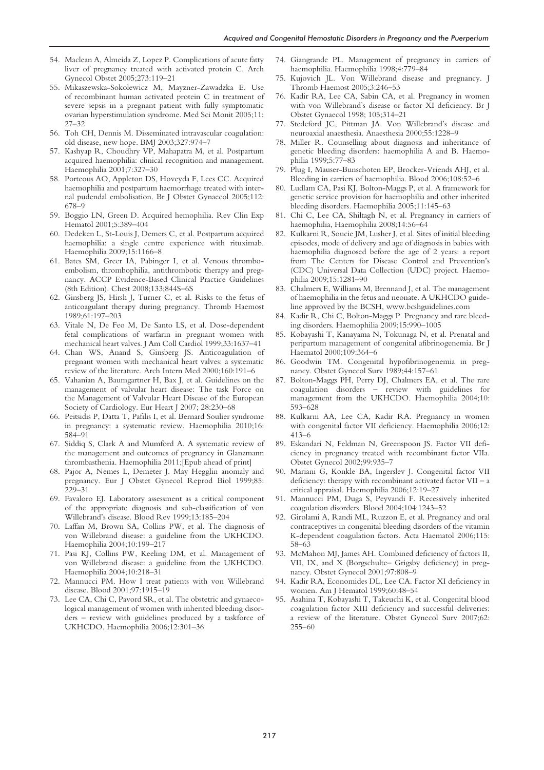54. Maclean A, Almeida Z, Lopez P. Complications of acute fatty liver of pregnancy treated with activated protein C. Arch Gynecol Obstet 2005;273:119–21
55. Mikaszewska-Sokolewicz M, Mayzner-Zawadzka E. Use of recombinant human activated protein C in treatment of severe sepsis in a pregnant patient with fully symptomatic ovarian hyperstimulation syndrome. Med Sci Monit 2005;11: 27–32
56. Toh CH, Dennis M. Disseminated intravascular coagulation: old disease, new hope. BMJ 2003;327:974–7
57. Kashyap R, Choudhry VP, Mahapatra M, et al. Postpartum acquired haemophilia: clinical recognition and management. Haemophilia 2001;7:327–30
58. Porteous AO, Appleton DS, Hoveyda F, Lees CC. Acquired haemophilia and postpartum haemorrhage treated with internal pudendal embolisation. Br J Obstet Gynaecol 2005;112: 678–9
59. Boggio LN, Green D. Acquired hemophilia. Rev Clin Exp Hematol 2001;5:389–404
60. Dedeken L, St-Louis J, Demers C, et al. Postpartum acquired haemophilia: a single centre experience with rituximab. Haemophilia 2009;15:1166–8
61. Bates SM, Greer IA, Pabinger I, et al. Venous thromboembolism, thrombophilia, antithrombotic therapy and pregnancy. ACCP Evidence-Based Clinical Practice Guidelines (8th Edition). Chest 2008;133;844S–6S
62. Ginsberg JS, Hirsh J, Turner C, et al. Risks to the fetus of anticoagulant therapy during pregnancy. Thromb Haemost 1989;61:197–203
63. Vitale N, De Feo M, De Santo LS, et al. Dose-dependent fetal complications of warfarin in pregnant women with mechanical heart valves. J Am Coll Cardiol 1999;33:1637–41
64. Chan WS, Anand S, Ginsberg JS. Anticoagulation of pregnant women with mechanical heart valves: a systematic review of the literature. Arch Intern Med 2000;160:191–6
65. Vahanian A, Baumgartner H, Bax J, et al. Guidelines on the management of valvular heart disease: The task Force on the Management of Valvular Heart Disease of the European Society of Cardiology. Eur Heart J 2007; 28:230–68
66. Peitsidis P, Datta T, Pafilis I, et al. Bernard Soulier syndrome in pregnancy: a systematic review. Haemophilia 2010;16: 584–91
67. Siddiq S, Clark A and Mumford A. A systematic review of the management and outcomes of pregnancy in Glanzmann thrombasthenia. Haemophilia 2011;[Epub ahead of print]
68. Pajor A, Nemes L, Demeter J. May Hegglin anomaly and pregnancy. Eur J Obstet Gynecol Reprod Biol 1999;85: 229–31
69. Favaloro EJ. Laboratory assessment as a critical component of the appropriate diagnosis and sub-classification of von Willebrand's disease. Blood Rev 1999;13:185–204
70. Laffan M, Brown SA, Collins PW, et al. The diagnosis of von Willebrand disease: a guideline from the UKHCDO. Haemophilia 2004;10:199–217
71. Pasi KJ, Collins PW, Keeling DM, et al. Management of von Willebrand disease: a guideline from the UKHCDO. Haemophilia 2004;10:218–31
72. Mannucci PM. How I treat patients with von Willebrand disease. Blood 2001;97:1915–19
73. Lee CA, Chi C, Pavord SR, et al. The obstetric and gynaecological management of women with inherited bleeding disorders – review with guidelines produced by a taskforce of UKHCDO. Haemophilia 2006;12:301–36
74. Giangrande PL. Management of pregnancy in carriers of haemophilia. Haemophilia 1998;4:779–84
75. Kujovich JL. Von Willebrand disease and pregnancy. J Thromb Haemost 2005;3:246–53
76. Kadir RA, Lee CA, Sabin CA, et al. Pregnancy in women with von Willebrand's disease or factor XI deficiency. Br J Obstet Gynaecol 1998; 105;314–21
77. Stedeford JC, Pittman JA. Von Willebrand's disease and neuroaxial anaesthesia. Anaesthesia 2000;55:1228–9
78. Miller R. Counselling about diagnosis and inheritance of genetic bleeding disorders: haemophilia A and B. Haemophilia 1999;5:77–83
79. Plug I, Mauser-Bunschoten EP, Brocker-Vriends AHJ, et al. Bleeding in carriers of haemophilia. Blood 2006;108:52–6
80. Ludlam CA, Pasi KJ, Bolton-Maggs P, et al. A framework for genetic service provision for haemophilia and other inherited bleeding disorders. Haemophilia 2005;11:145–63
81. Chi C, Lee CA, Shiltagh N, et al. Pregnancy in carriers of haemophilia, Haemophilia 2008;14:56–64
82. Kulkarni R, Soucie JM, Lusher J, et al. Sites of initial bleeding episodes, mode of delivery and age of diagnosis in babies with haemophilia diagnosed before the age of 2 years: a report from The Centers for Disease Control and Prevention's (CDC) Universal Data Collection (UDC) project. Haemophilia 2009;15:1281–90
83. Chalmers E, Williams M, Brennand J, et al. The management of haemophilia in the fetus and neonate. A UKHCDO guideline approved by the BCSH, www.bcshguidelines.com
84. Kadir R, Chi C, Bolton-Maggs P. Pregnancy and rare bleeding disorders. Haemophilia 2009;15:990–1005
85. Kobayashi T, Kanayama N, Tokunaga N, et al. Prenatal and peripartum management of congenital afibrinogenemia. Br J Haematol 2000;109:364–6
86. Goodwin TM. Congenital hypofibrinogenemia in pregnancy. Obstet Gynecol Surv 1989;44:157–61
87. Bolton-Maggs PH, Perry DJ, Chalmers EA, et al. The rare coagulation disorders – review with guidelines for management from the UKHCDO. Haemophilia 2004;10: 593–628
88. Kulkarni AA, Lee CA, Kadir RA. Pregnancy in women with congenital factor VII deficiency. Haemophilia 2006;12: 413–6
89. Eskandari N, Feldman N, Greenspoon JS. Factor VII deficiency in pregnancy treated with recombinant factor VIIa. Obstet Gynecol 2002;99:935–7
90. Mariani G, Konkle BA, Ingerslev J. Congenital factor VII deficiency: therapy with recombinant activated factor VII – a critical appraisal. Haemophilia 2006;12:19–27
91. Mannucci PM, Duga S, Peyvandi F. Recessively inherited coagulation disorders. Blood 2004;104:1243–52
92. Girolami A, Randi ML, Ruzzon E, et al. Pregnancy and oral contraceptives in congenital bleeding disorders of the vitamin K-dependent coagulation factors. Acta Haematol 2006;115: 58–63
93. McMahon MJ, James AH. Combined deficiency of factors II, VII, IX, and X (Borgschulte– Grigsby deficiency) in pregnancy. Obstet Gynecol 2001;97:808–9
94. Kadir RA, Economides DL, Lee CA. Factor XI deficiency in women. Am J Hematol 1999;60:48–54
95. Asahina T, Kobayashi T, Takeuchi K, et al. Congenital blood coagulation factor XIII deficiency and successful deliveries: a review of the literature. Obstet Gynecol Surv 2007;62: 255–60